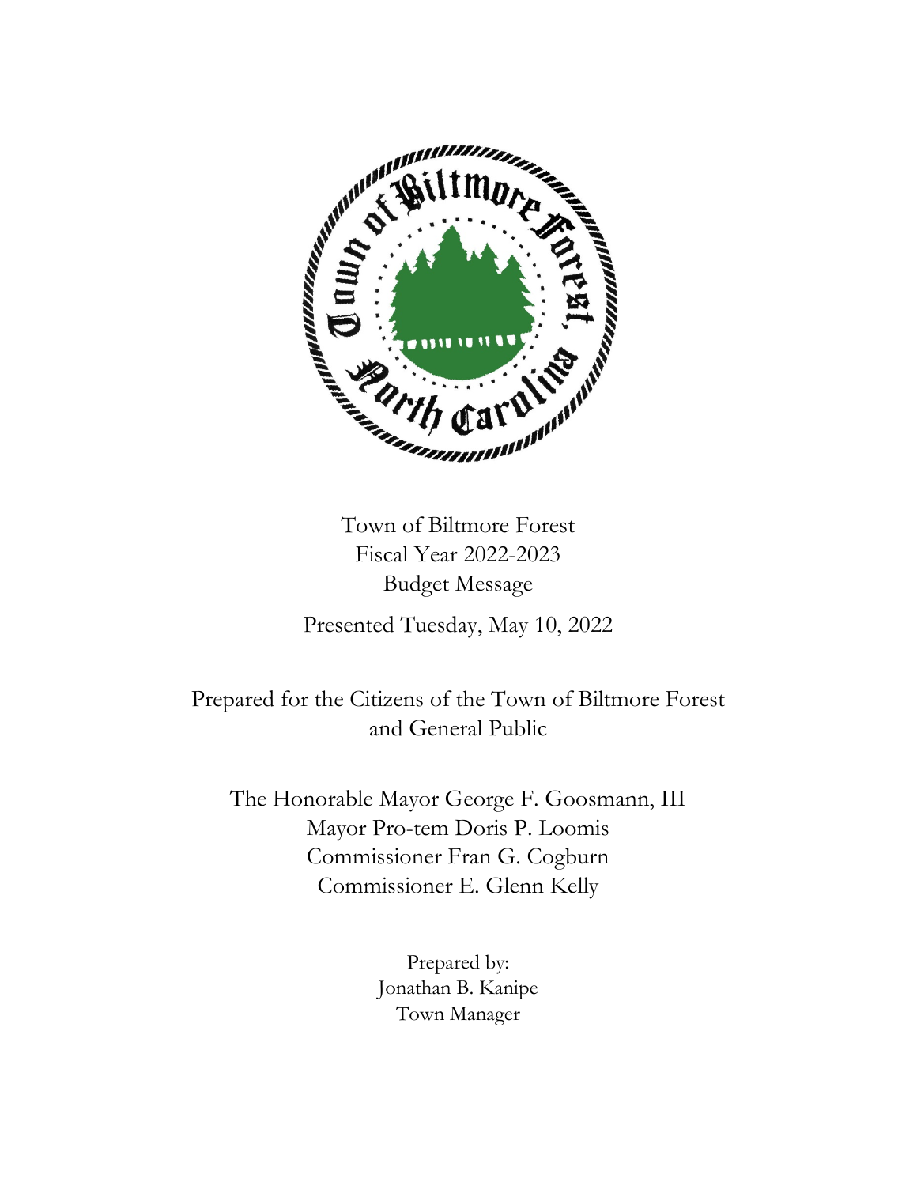Town of Biltmore Forest
Fiscal Year 2022-2023
Budget Message

Presented Tuesday, May 10, 2022

Prepared for the Citizens of the Town of Biltmore Forest and General Public

The Honorable Mayor George F. Goosmann, III
Mayor Pro-tem Doris P. Loomis
Commissioner Fran G. Cogburn
Commissioner E. Glenn Kelly

Prepared by:
Jonathan B. Kanipe
Town Manager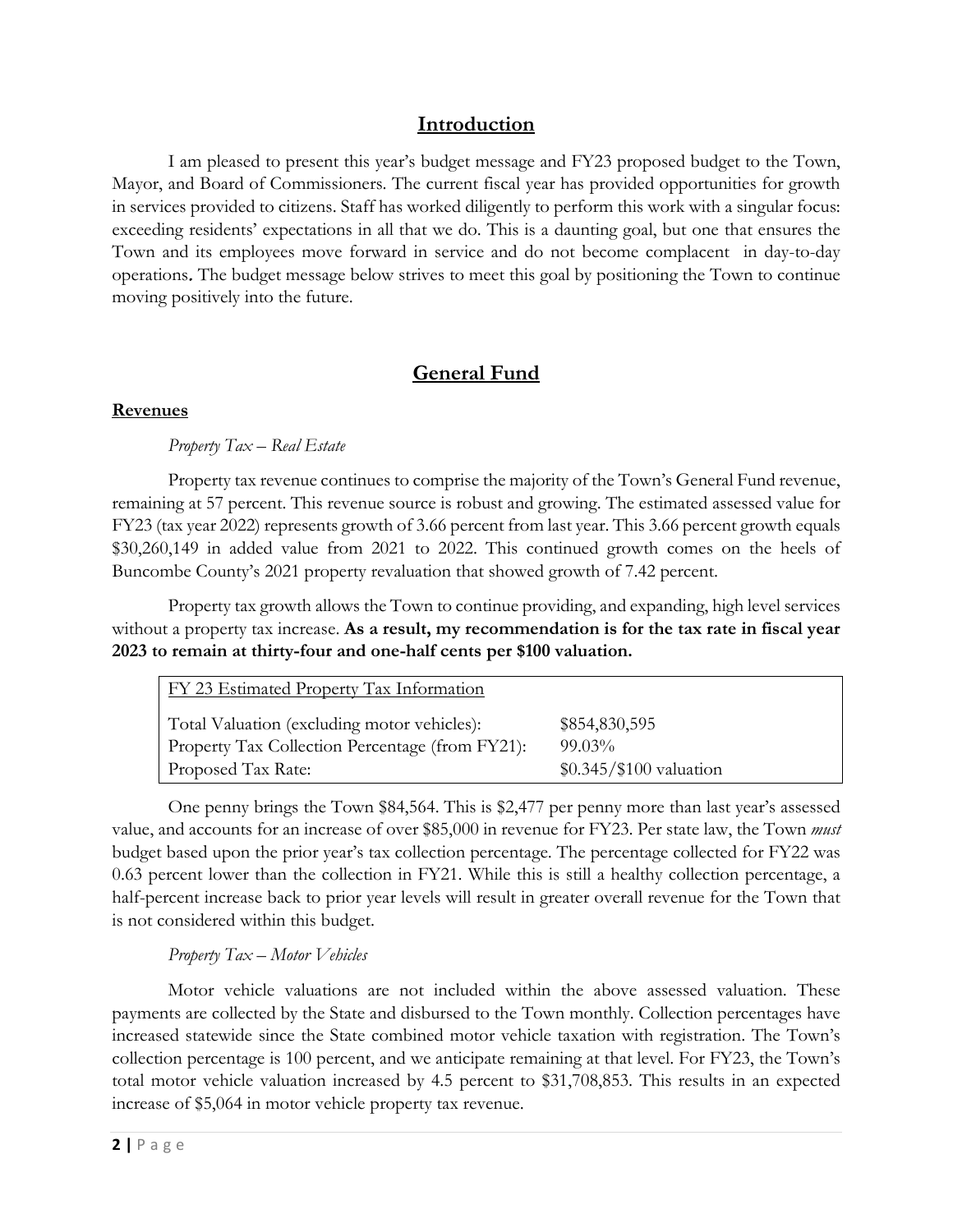# Introduction

I am pleased to present this year's budget message and FY23 proposed budget to the Town, Mayor, and Board of Commissioners. The current fiscal year has provided opportunities for growth in services provided to citizens. Staff has worked diligently to perform this work with a singular focus: exceeding residents' expectations in all that we do. This is a daunting goal, but one that ensures the Town and its employees move forward in service and do not become complacent in day-to-day operations. The budget message below strives to meet this goal by positioning the Town to continue moving positively into the future.

# General Fund

## Revenues

*Property Tax – Real Estate*

Property tax revenue continues to comprise the majority of the Town's General Fund revenue, remaining at 57 percent. This revenue source is robust and growing. The estimated assessed value for FY23 (tax year 2022) represents growth of 3.66 percent from last year. This 3.66 percent growth equals $30,260,149 in added value from 2021 to 2022. This continued growth comes on the heels of Buncombe County's 2021 property revaluation that showed growth of 7.42 percent.

Property tax growth allows the Town to continue providing, and expanding, high level services without a property tax increase. **As a result, my recommendation is for the tax rate in fiscal year 2023 to remain at thirty-four and one-half cents per $100 valuation.**

| FY 23 Estimated Property Tax Information | |
|---|---|
| Total Valuation (excluding motor vehicles): | $854,830,595 |
| Property Tax Collection Percentage (from FY21): | 99.03% |
| Proposed Tax Rate: | $0.345/$100 valuation |

One penny brings the Town $84,564. This is $2,477 per penny more than last year's assessed value, and accounts for an increase of over $85,000 in revenue for FY23. Per state law, the Town *must* budget based upon the prior year's tax collection percentage. The percentage collected for FY22 was 0.63 percent lower than the collection in FY21. While this is still a healthy collection percentage, a half-percent increase back to prior year levels will result in greater overall revenue for the Town that is not considered within this budget.

*Property Tax – Motor Vehicles*

Motor vehicle valuations are not included within the above assessed valuation. These payments are collected by the State and disbursed to the Town monthly. Collection percentages have increased statewide since the State combined motor vehicle taxation with registration. The Town's collection percentage is 100 percent, and we anticipate remaining at that level. For FY23, the Town's total motor vehicle valuation increased by 4.5 percent to $31,708,853. This results in an expected increase of $5,064 in motor vehicle property tax revenue.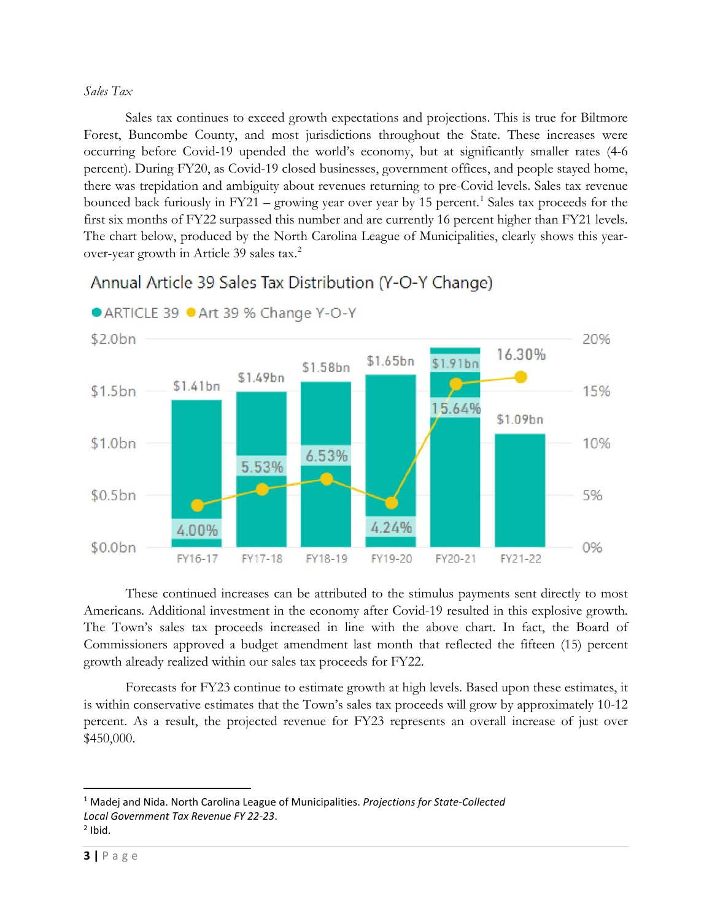*Sales Tax*

Sales tax continues to exceed growth expectations and projections. This is true for Biltmore Forest, Buncombe County, and most jurisdictions throughout the State. These increases were occurring before Covid-19 upended the world's economy, but at significantly smaller rates (4-6 percent). During FY20, as Covid-19 closed businesses, government offices, and people stayed home, there was trepidation and ambiguity about revenues returning to pre-Covid levels. Sales tax revenue bounced back furiously in FY21 – growing year over year by 15 percent.[1] Sales tax proceeds for the first six months of FY22 surpassed this number and are currently 16 percent higher than FY21 levels. The chart below, produced by the North Carolina League of Municipalities, clearly shows this year-over-year growth in Article 39 sales tax.[2]

Annual Article 39 Sales Tax Distribution (Y-O-Y Change)

| Fiscal Year | ARTICLE 39 | Art 39 % Change Y-O-Y |
| --- | --- | --- |
| FY16-17 | $1.41bn | 4.00% |
| FY17-18 | $1.49bn | 5.53% |
| FY18-19 | $1.58bn | 6.53% |
| FY19-20 | $1.65bn | 4.24% |
| FY20-21 | $1.91bn | 15.64% |
| FY21-22 | $1.09bn | 16.30% |

These continued increases can be attributed to the stimulus payments sent directly to most Americans. Additional investment in the economy after Covid-19 resulted in this explosive growth. The Town's sales tax proceeds increased in line with the above chart. In fact, the Board of Commissioners approved a budget amendment last month that reflected the fifteen (15) percent growth already realized within our sales tax proceeds for FY22.

Forecasts for FY23 continue to estimate growth at high levels. Based upon these estimates, it is within conservative estimates that the Town's sales tax proceeds will grow by approximately 10-12 percent. As a result, the projected revenue for FY23 represents an overall increase of just over $450,000.

---

[1] Madej and Nida. North Carolina League of Municipalities. *Projections for State-Collected Local Government Tax Revenue FY 22-23*.

[2] Ibid.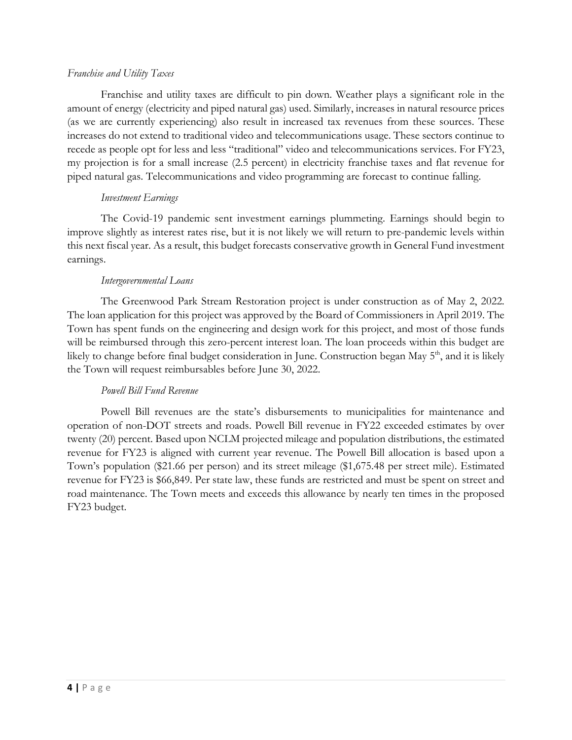*Franchise and Utility Taxes*

Franchise and utility taxes are difficult to pin down. Weather plays a significant role in the amount of energy (electricity and piped natural gas) used. Similarly, increases in natural resource prices (as we are currently experiencing) also result in increased tax revenues from these sources. These increases do not extend to traditional video and telecommunications usage. These sectors continue to recede as people opt for less and less "traditional" video and telecommunications services. For FY23, my projection is for a small increase (2.5 percent) in electricity franchise taxes and flat revenue for piped natural gas. Telecommunications and video programming are forecast to continue falling.

*Investment Earnings*

The Covid-19 pandemic sent investment earnings plummeting. Earnings should begin to improve slightly as interest rates rise, but it is not likely we will return to pre-pandemic levels within this next fiscal year. As a result, this budget forecasts conservative growth in General Fund investment earnings.

*Intergovernmental Loans*

The Greenwood Park Stream Restoration project is under construction as of May 2, 2022. The loan application for this project was approved by the Board of Commissioners in April 2019. The Town has spent funds on the engineering and design work for this project, and most of those funds will be reimbursed through this zero-percent interest loan. The loan proceeds within this budget are likely to change before final budget consideration in June. Construction began May 5th, and it is likely the Town will request reimbursables before June 30, 2022.

*Powell Bill Fund Revenue*

Powell Bill revenues are the state's disbursements to municipalities for maintenance and operation of non-DOT streets and roads. Powell Bill revenue in FY22 exceeded estimates by over twenty (20) percent. Based upon NCLM projected mileage and population distributions, the estimated revenue for FY23 is aligned with current year revenue. The Powell Bill allocation is based upon a Town's population ($21.66 per person) and its street mileage ($1,675.48 per street mile). Estimated revenue for FY23 is $66,849. Per state law, these funds are restricted and must be spent on street and road maintenance. The Town meets and exceeds this allowance by nearly ten times in the proposed FY23 budget.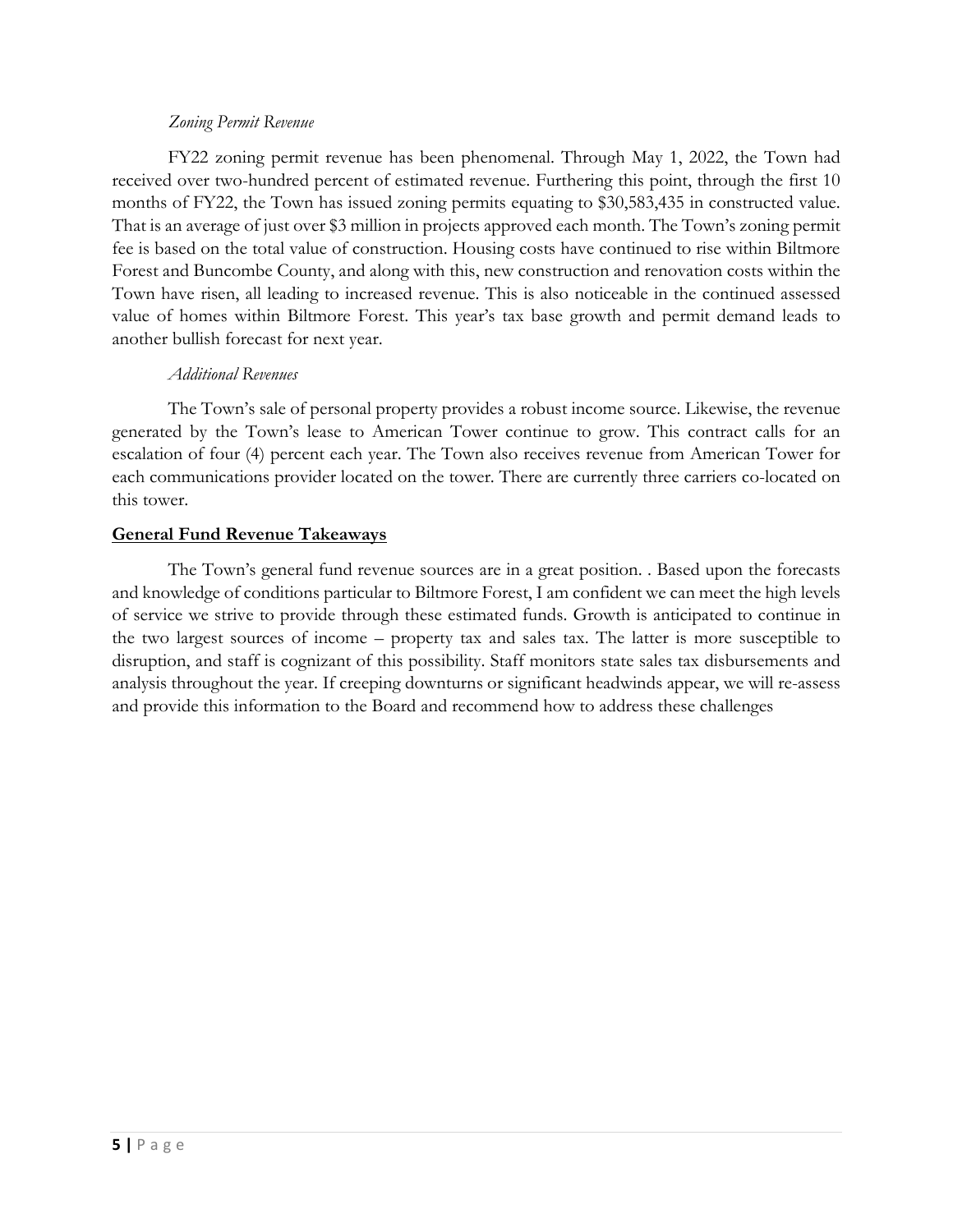*Zoning Permit Revenue*

FY22 zoning permit revenue has been phenomenal. Through May 1, 2022, the Town had received over two-hundred percent of estimated revenue. Furthering this point, through the first 10 months of FY22, the Town has issued zoning permits equating to $30,583,435 in constructed value. That is an average of just over $3 million in projects approved each month. The Town's zoning permit fee is based on the total value of construction. Housing costs have continued to rise within Biltmore Forest and Buncombe County, and along with this, new construction and renovation costs within the Town have risen, all leading to increased revenue. This is also noticeable in the continued assessed value of homes within Biltmore Forest. This year's tax base growth and permit demand leads to another bullish forecast for next year.

*Additional Revenues*

The Town's sale of personal property provides a robust income source. Likewise, the revenue generated by the Town's lease to American Tower continue to grow. This contract calls for an escalation of four (4) percent each year. The Town also receives revenue from American Tower for each communications provider located on the tower. There are currently three carriers co-located on this tower.

**<u>General Fund Revenue Takeaways</u>**

The Town's general fund revenue sources are in a great position. . Based upon the forecasts and knowledge of conditions particular to Biltmore Forest, I am confident we can meet the high levels of service we strive to provide through these estimated funds. Growth is anticipated to continue in the two largest sources of income – property tax and sales tax. The latter is more susceptible to disruption, and staff is cognizant of this possibility. Staff monitors state sales tax disbursements and analysis throughout the year. If creeping downturns or significant headwinds appear, we will re-assess and provide this information to the Board and recommend how to address these challenges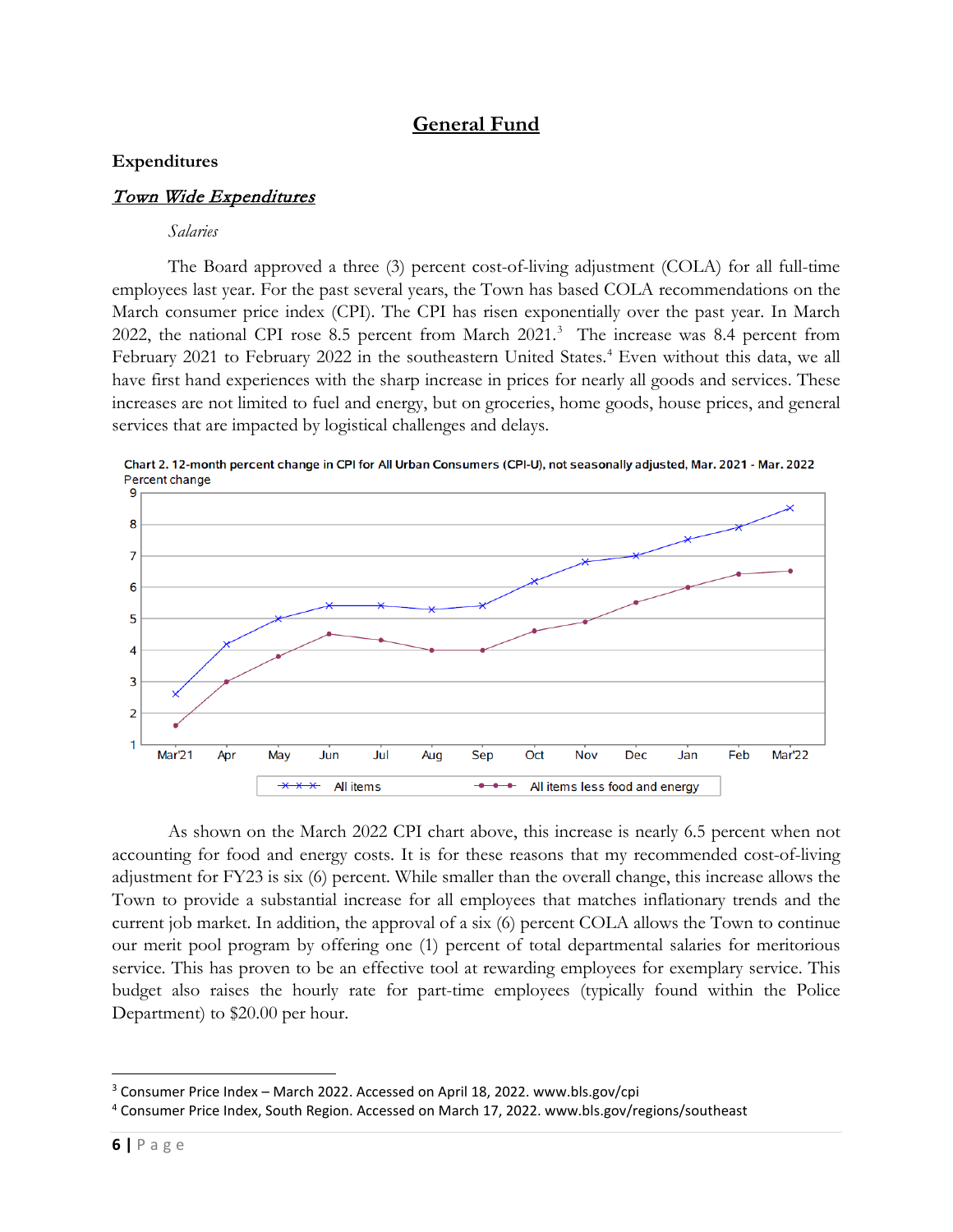# General Fund

## Expenditures

### *Town Wide Expenditures*

*Salaries*

The Board approved a three (3) percent cost-of-living adjustment (COLA) for all full-time employees last year. For the past several years, the Town has based COLA recommendations on the March consumer price index (CPI). The CPI has risen exponentially over the past year. In March 2022, the national CPI rose 8.5 percent from March 2021.[3] The increase was 8.4 percent from February 2021 to February 2022 in the southeastern United States.[4] Even without this data, we all have first hand experiences with the sharp increase in prices for nearly all goods and services. These increases are not limited to fuel and energy, but on groceries, home goods, house prices, and general services that are impacted by logistical challenges and delays.

Chart 2. 12-month percent change in CPI for All Urban Consumers (CPI-U), not seasonally adjusted, Mar. 2021 - Mar. 2022

As shown on the March 2022 CPI chart above, this increase is nearly 6.5 percent when not accounting for food and energy costs. It is for these reasons that my recommended cost-of-living adjustment for FY23 is six (6) percent. While smaller than the overall change, this increase allows the Town to provide a substantial increase for all employees that matches inflationary trends and the current job market. In addition, the approval of a six (6) percent COLA allows the Town to continue our merit pool program by offering one (1) percent of total departmental salaries for meritorious service. This has proven to be an effective tool at rewarding employees for exemplary service. This budget also raises the hourly rate for part-time employees (typically found within the Police Department) to $20.00 per hour.

---

[3] Consumer Price Index – March 2022. Accessed on April 18, 2022. www.bls.gov/cpi

[4] Consumer Price Index, South Region. Accessed on March 17, 2022. www.bls.gov/regions/southeast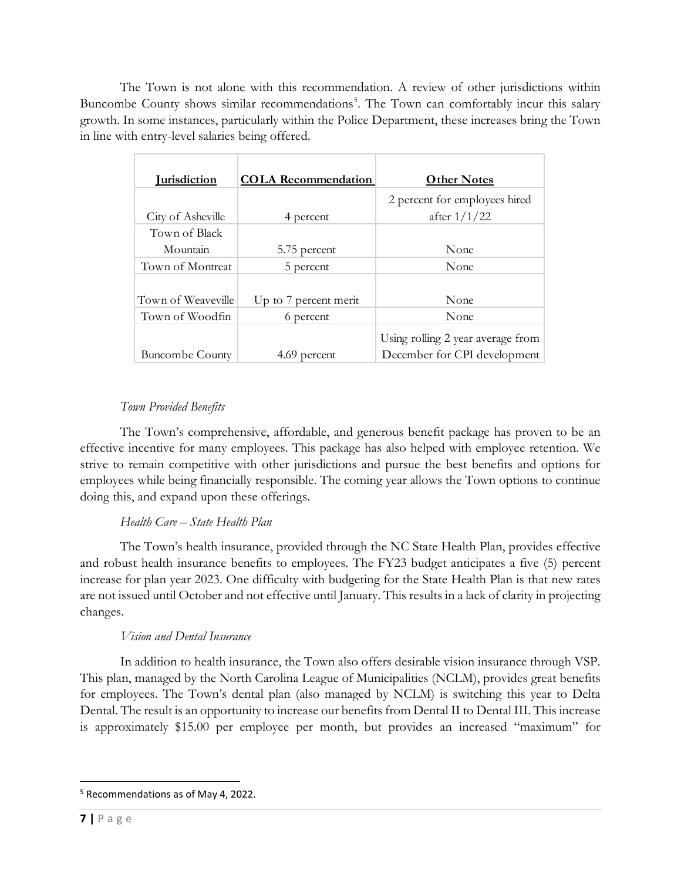The Town is not alone with this recommendation. A review of other jurisdictions within Buncombe County shows similar recommendations[5]. The Town can comfortably incur this salary growth. In some instances, particularly within the Police Department, these increases bring the Town in line with entry-level salaries being offered.

| Jurisdiction | COLA Recommendation | Other Notes |
|---|---|---|
| City of Asheville | 4 percent | 2 percent for employees hired after 1/1/22 |
| Town of Black Mountain | 5.75 percent | None |
| Town of Montreat | 5 percent | None |
| Town of Weaveville | Up to 7 percent merit | None |
| Town of Woodfin | 6 percent | None |
| Buncombe County | 4.69 percent | Using rolling 2 year average from December for CPI development |

*Town Provided Benefits*

The Town's comprehensive, affordable, and generous benefit package has proven to be an effective incentive for many employees. This package has also helped with employee retention. We strive to remain competitive with other jurisdictions and pursue the best benefits and options for employees while being financially responsible. The coming year allows the Town options to continue doing this, and expand upon these offerings.

*Health Care – State Health Plan*

The Town's health insurance, provided through the NC State Health Plan, provides effective and robust health insurance benefits to employees. The FY23 budget anticipates a five (5) percent increase for plan year 2023. One difficulty with budgeting for the State Health Plan is that new rates are not issued until October and not effective until January. This results in a lack of clarity in projecting changes.

*Vision and Dental Insurance*

In addition to health insurance, the Town also offers desirable vision insurance through VSP. This plan, managed by the North Carolina League of Municipalities (NCLM), provides great benefits for employees. The Town's dental plan (also managed by NCLM) is switching this year to Delta Dental. The result is an opportunity to increase our benefits from Dental II to Dental III. This increase is approximately $15.00 per employee per month, but provides an increased "maximum" for

[5] Recommendations as of May 4, 2022.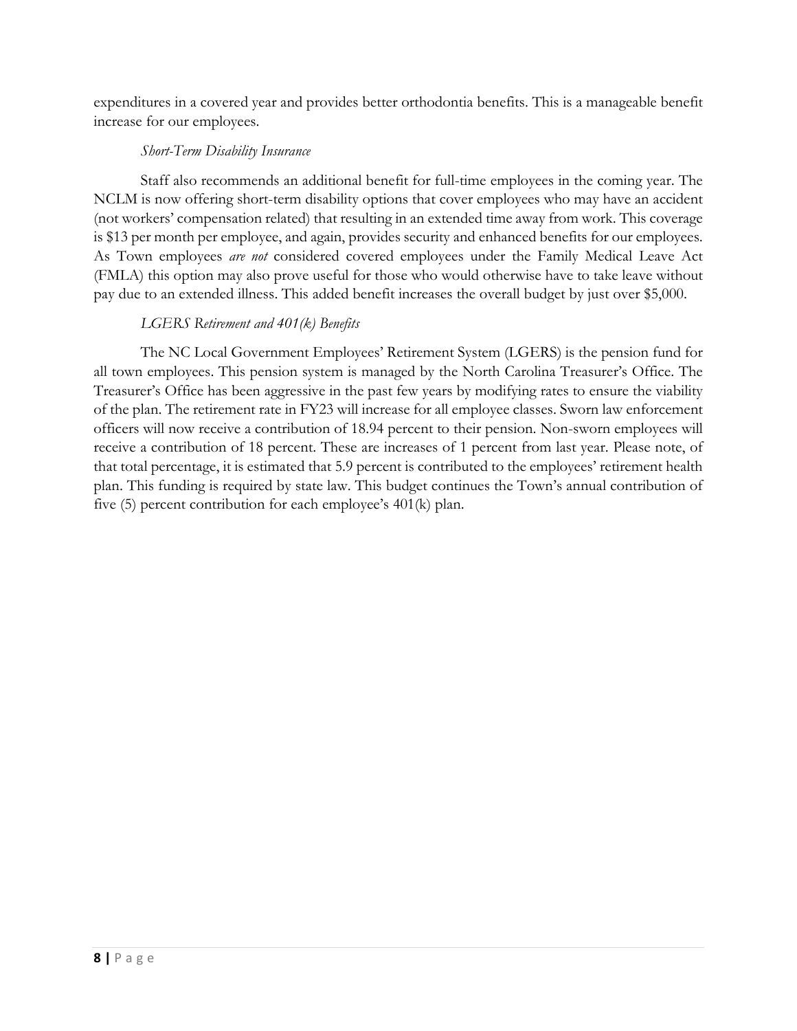expenditures in a covered year and provides better orthodontia benefits. This is a manageable benefit increase for our employees.

*Short-Term Disability Insurance*

Staff also recommends an additional benefit for full-time employees in the coming year. The NCLM is now offering short-term disability options that cover employees who may have an accident (not workers' compensation related) that resulting in an extended time away from work. This coverage is $13 per month per employee, and again, provides security and enhanced benefits for our employees. As Town employees *are not* considered covered employees under the Family Medical Leave Act (FMLA) this option may also prove useful for those who would otherwise have to take leave without pay due to an extended illness. This added benefit increases the overall budget by just over $5,000.

*LGERS Retirement and 401(k) Benefits*

The NC Local Government Employees' Retirement System (LGERS) is the pension fund for all town employees. This pension system is managed by the North Carolina Treasurer's Office. The Treasurer's Office has been aggressive in the past few years by modifying rates to ensure the viability of the plan. The retirement rate in FY23 will increase for all employee classes. Sworn law enforcement officers will now receive a contribution of 18.94 percent to their pension. Non-sworn employees will receive a contribution of 18 percent. These are increases of 1 percent from last year. Please note, of that total percentage, it is estimated that 5.9 percent is contributed to the employees' retirement health plan. This funding is required by state law. This budget continues the Town's annual contribution of five (5) percent contribution for each employee's 401(k) plan.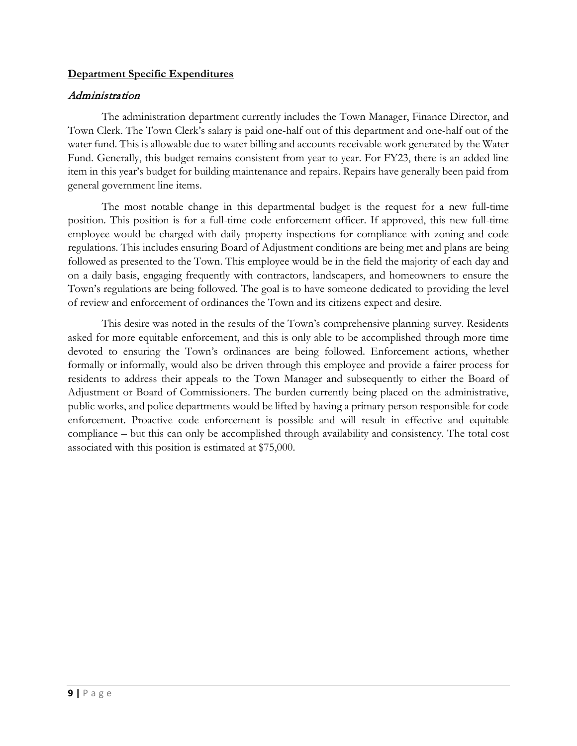**Department Specific Expenditures**

### *Administration*

The administration department currently includes the Town Manager, Finance Director, and Town Clerk. The Town Clerk's salary is paid one-half out of this department and one-half out of the water fund. This is allowable due to water billing and accounts receivable work generated by the Water Fund. Generally, this budget remains consistent from year to year. For FY23, there is an added line item in this year's budget for building maintenance and repairs. Repairs have generally been paid from general government line items.

The most notable change in this departmental budget is the request for a new full-time position. This position is for a full-time code enforcement officer. If approved, this new full-time employee would be charged with daily property inspections for compliance with zoning and code regulations. This includes ensuring Board of Adjustment conditions are being met and plans are being followed as presented to the Town. This employee would be in the field the majority of each day and on a daily basis, engaging frequently with contractors, landscapers, and homeowners to ensure the Town's regulations are being followed. The goal is to have someone dedicated to providing the level of review and enforcement of ordinances the Town and its citizens expect and desire.

This desire was noted in the results of the Town's comprehensive planning survey. Residents asked for more equitable enforcement, and this is only able to be accomplished through more time devoted to ensuring the Town's ordinances are being followed. Enforcement actions, whether formally or informally, would also be driven through this employee and provide a fairer process for residents to address their appeals to the Town Manager and subsequently to either the Board of Adjustment or Board of Commissioners. The burden currently being placed on the administrative, public works, and police departments would be lifted by having a primary person responsible for code enforcement. Proactive code enforcement is possible and will result in effective and equitable compliance – but this can only be accomplished through availability and consistency. The total cost associated with this position is estimated at $75,000.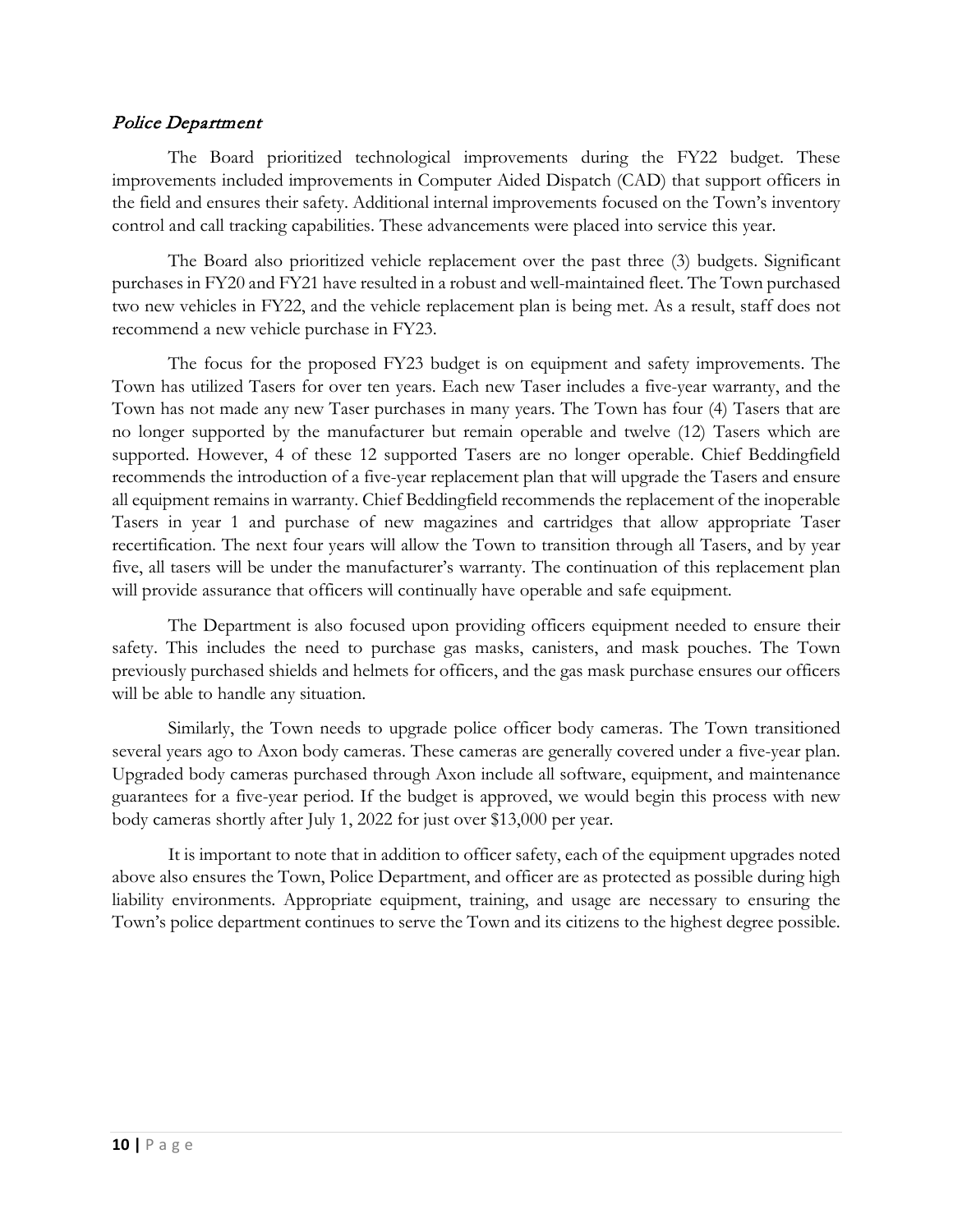## *Police Department*

The Board prioritized technological improvements during the FY22 budget. These improvements included improvements in Computer Aided Dispatch (CAD) that support officers in the field and ensures their safety. Additional internal improvements focused on the Town's inventory control and call tracking capabilities. These advancements were placed into service this year.

The Board also prioritized vehicle replacement over the past three (3) budgets. Significant purchases in FY20 and FY21 have resulted in a robust and well-maintained fleet. The Town purchased two new vehicles in FY22, and the vehicle replacement plan is being met. As a result, staff does not recommend a new vehicle purchase in FY23.

The focus for the proposed FY23 budget is on equipment and safety improvements. The Town has utilized Tasers for over ten years. Each new Taser includes a five-year warranty, and the Town has not made any new Taser purchases in many years. The Town has four (4) Tasers that are no longer supported by the manufacturer but remain operable and twelve (12) Tasers which are supported. However, 4 of these 12 supported Tasers are no longer operable. Chief Beddingfield recommends the introduction of a five-year replacement plan that will upgrade the Tasers and ensure all equipment remains in warranty. Chief Beddingfield recommends the replacement of the inoperable Tasers in year 1 and purchase of new magazines and cartridges that allow appropriate Taser recertification. The next four years will allow the Town to transition through all Tasers, and by year five, all tasers will be under the manufacturer's warranty. The continuation of this replacement plan will provide assurance that officers will continually have operable and safe equipment.

The Department is also focused upon providing officers equipment needed to ensure their safety. This includes the need to purchase gas masks, canisters, and mask pouches. The Town previously purchased shields and helmets for officers, and the gas mask purchase ensures our officers will be able to handle any situation.

Similarly, the Town needs to upgrade police officer body cameras. The Town transitioned several years ago to Axon body cameras. These cameras are generally covered under a five-year plan. Upgraded body cameras purchased through Axon include all software, equipment, and maintenance guarantees for a five-year period. If the budget is approved, we would begin this process with new body cameras shortly after July 1, 2022 for just over $13,000 per year.

It is important to note that in addition to officer safety, each of the equipment upgrades noted above also ensures the Town, Police Department, and officer are as protected as possible during high liability environments. Appropriate equipment, training, and usage are necessary to ensuring the Town's police department continues to serve the Town and its citizens to the highest degree possible.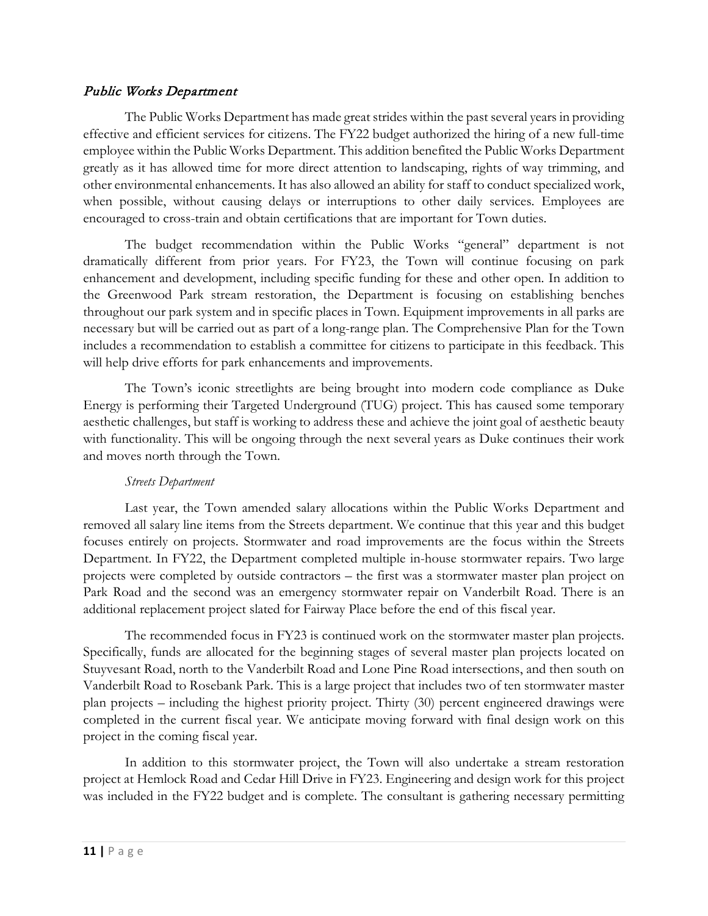## *Public Works Department*

The Public Works Department has made great strides within the past several years in providing effective and efficient services for citizens. The FY22 budget authorized the hiring of a new full-time employee within the Public Works Department. This addition benefited the Public Works Department greatly as it has allowed time for more direct attention to landscaping, rights of way trimming, and other environmental enhancements. It has also allowed an ability for staff to conduct specialized work, when possible, without causing delays or interruptions to other daily services. Employees are encouraged to cross-train and obtain certifications that are important for Town duties.

The budget recommendation within the Public Works "general" department is not dramatically different from prior years. For FY23, the Town will continue focusing on park enhancement and development, including specific funding for these and other open. In addition to the Greenwood Park stream restoration, the Department is focusing on establishing benches throughout our park system and in specific places in Town. Equipment improvements in all parks are necessary but will be carried out as part of a long-range plan. The Comprehensive Plan for the Town includes a recommendation to establish a committee for citizens to participate in this feedback. This will help drive efforts for park enhancements and improvements.

The Town's iconic streetlights are being brought into modern code compliance as Duke Energy is performing their Targeted Underground (TUG) project. This has caused some temporary aesthetic challenges, but staff is working to address these and achieve the joint goal of aesthetic beauty with functionality. This will be ongoing through the next several years as Duke continues their work and moves north through the Town.

### *Streets Department*

Last year, the Town amended salary allocations within the Public Works Department and removed all salary line items from the Streets department. We continue that this year and this budget focuses entirely on projects. Stormwater and road improvements are the focus within the Streets Department. In FY22, the Department completed multiple in-house stormwater repairs. Two large projects were completed by outside contractors – the first was a stormwater master plan project on Park Road and the second was an emergency stormwater repair on Vanderbilt Road. There is an additional replacement project slated for Fairway Place before the end of this fiscal year.

The recommended focus in FY23 is continued work on the stormwater master plan projects. Specifically, funds are allocated for the beginning stages of several master plan projects located on Stuyvesant Road, north to the Vanderbilt Road and Lone Pine Road intersections, and then south on Vanderbilt Road to Rosebank Park. This is a large project that includes two of ten stormwater master plan projects – including the highest priority project. Thirty (30) percent engineered drawings were completed in the current fiscal year. We anticipate moving forward with final design work on this project in the coming fiscal year.

In addition to this stormwater project, the Town will also undertake a stream restoration project at Hemlock Road and Cedar Hill Drive in FY23. Engineering and design work for this project was included in the FY22 budget and is complete. The consultant is gathering necessary permitting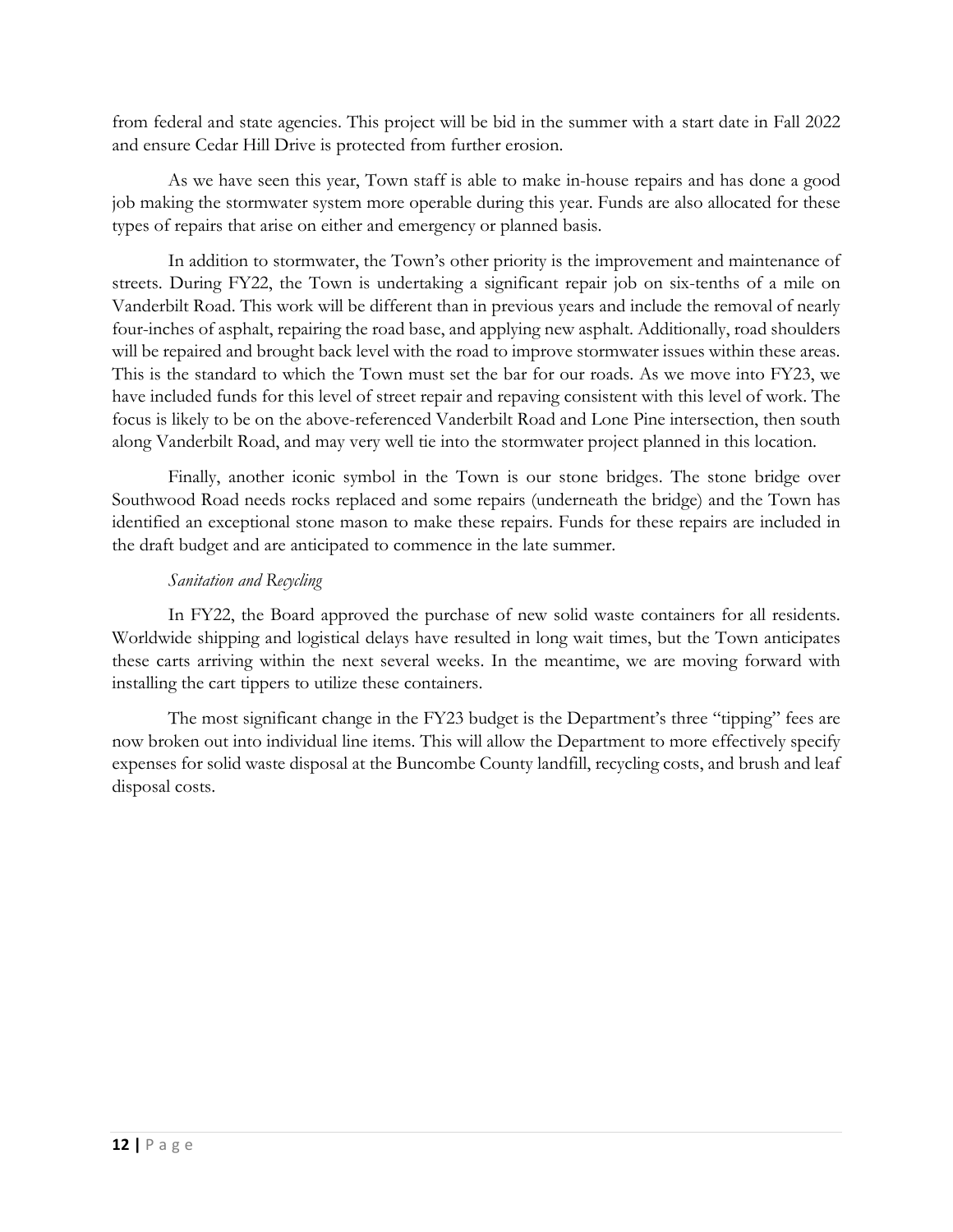from federal and state agencies. This project will be bid in the summer with a start date in Fall 2022 and ensure Cedar Hill Drive is protected from further erosion.

As we have seen this year, Town staff is able to make in-house repairs and has done a good job making the stormwater system more operable during this year. Funds are also allocated for these types of repairs that arise on either and emergency or planned basis.

In addition to stormwater, the Town's other priority is the improvement and maintenance of streets. During FY22, the Town is undertaking a significant repair job on six-tenths of a mile on Vanderbilt Road. This work will be different than in previous years and include the removal of nearly four-inches of asphalt, repairing the road base, and applying new asphalt. Additionally, road shoulders will be repaired and brought back level with the road to improve stormwater issues within these areas. This is the standard to which the Town must set the bar for our roads. As we move into FY23, we have included funds for this level of street repair and repaving consistent with this level of work. The focus is likely to be on the above-referenced Vanderbilt Road and Lone Pine intersection, then south along Vanderbilt Road, and may very well tie into the stormwater project planned in this location.

Finally, another iconic symbol in the Town is our stone bridges. The stone bridge over Southwood Road needs rocks replaced and some repairs (underneath the bridge) and the Town has identified an exceptional stone mason to make these repairs. Funds for these repairs are included in the draft budget and are anticipated to commence in the late summer.

*Sanitation and Recycling*

In FY22, the Board approved the purchase of new solid waste containers for all residents. Worldwide shipping and logistical delays have resulted in long wait times, but the Town anticipates these carts arriving within the next several weeks. In the meantime, we are moving forward with installing the cart tippers to utilize these containers.

The most significant change in the FY23 budget is the Department's three "tipping" fees are now broken out into individual line items. This will allow the Department to more effectively specify expenses for solid waste disposal at the Buncombe County landfill, recycling costs, and brush and leaf disposal costs.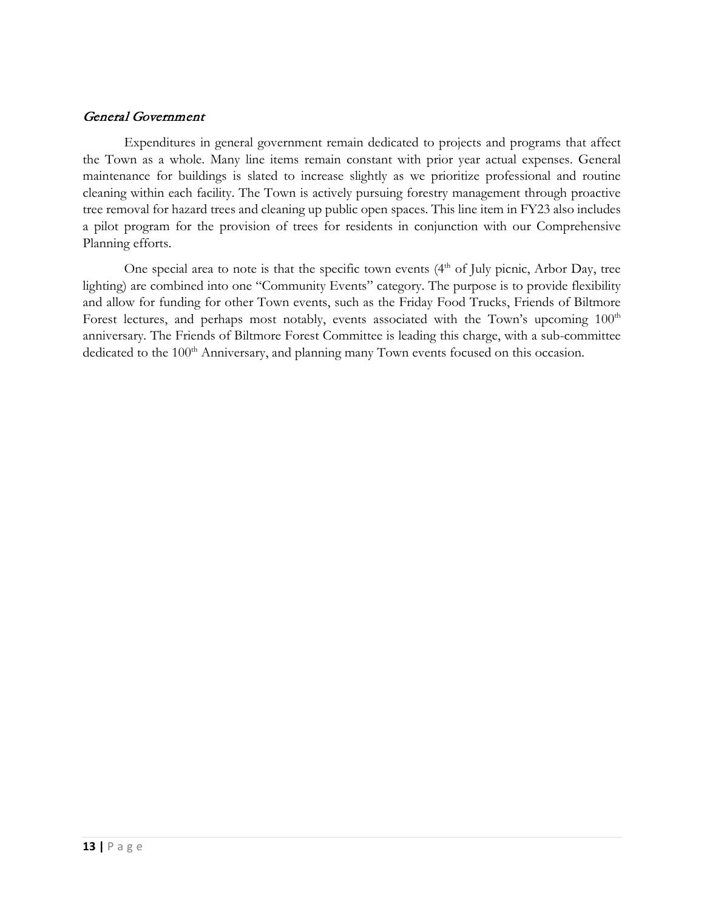## *General Government*

Expenditures in general government remain dedicated to projects and programs that affect the Town as a whole. Many line items remain constant with prior year actual expenses. General maintenance for buildings is slated to increase slightly as we prioritize professional and routine cleaning within each facility. The Town is actively pursuing forestry management through proactive tree removal for hazard trees and cleaning up public open spaces. This line item in FY23 also includes a pilot program for the provision of trees for residents in conjunction with our Comprehensive Planning efforts.

One special area to note is that the specific town events (4th of July picnic, Arbor Day, tree lighting) are combined into one "Community Events" category. The purpose is to provide flexibility and allow for funding for other Town events, such as the Friday Food Trucks, Friends of Biltmore Forest lectures, and perhaps most notably, events associated with the Town's upcoming 100th anniversary. The Friends of Biltmore Forest Committee is leading this charge, with a sub-committee dedicated to the 100th Anniversary, and planning many Town events focused on this occasion.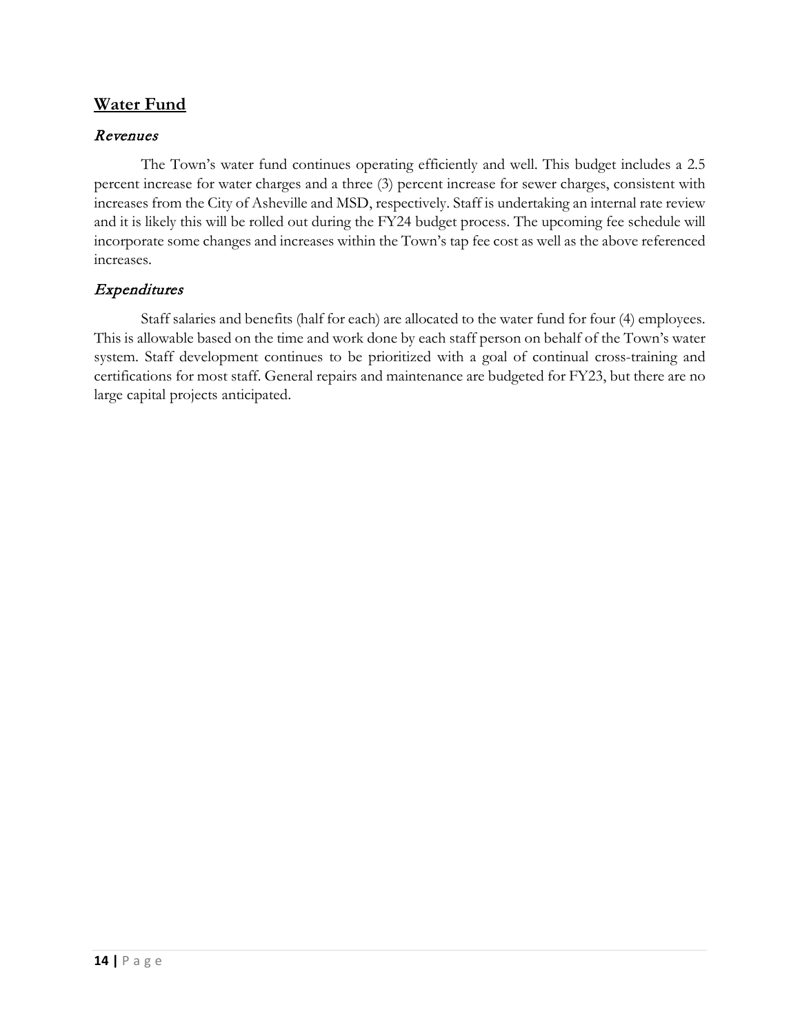## Water Fund

### *Revenues*

The Town's water fund continues operating efficiently and well. This budget includes a 2.5 percent increase for water charges and a three (3) percent increase for sewer charges, consistent with increases from the City of Asheville and MSD, respectively. Staff is undertaking an internal rate review and it is likely this will be rolled out during the FY24 budget process. The upcoming fee schedule will incorporate some changes and increases within the Town's tap fee cost as well as the above referenced increases.

### *Expenditures*

Staff salaries and benefits (half for each) are allocated to the water fund for four (4) employees. This is allowable based on the time and work done by each staff person on behalf of the Town's water system. Staff development continues to be prioritized with a goal of continual cross-training and certifications for most staff. General repairs and maintenance are budgeted for FY23, but there are no large capital projects anticipated.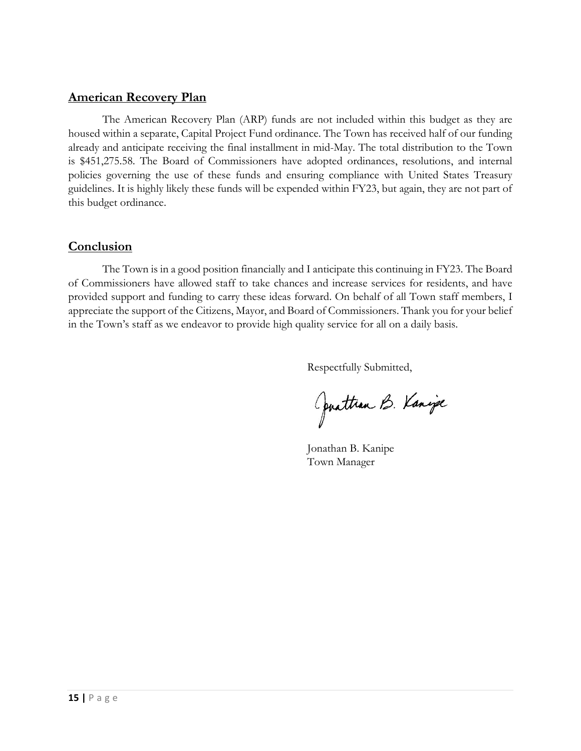## American Recovery Plan

The American Recovery Plan (ARP) funds are not included within this budget as they are housed within a separate, Capital Project Fund ordinance. The Town has received half of our funding already and anticipate receiving the final installment in mid-May. The total distribution to the Town is $451,275.58. The Board of Commissioners have adopted ordinances, resolutions, and internal policies governing the use of these funds and ensuring compliance with United States Treasury guidelines. It is highly likely these funds will be expended within FY23, but again, they are not part of this budget ordinance.

## Conclusion

The Town is in a good position financially and I anticipate this continuing in FY23. The Board of Commissioners have allowed staff to take chances and increase services for residents, and have provided support and funding to carry these ideas forward. On behalf of all Town staff members, I appreciate the support of the Citizens, Mayor, and Board of Commissioners. Thank you for your belief in the Town's staff as we endeavor to provide high quality service for all on a daily basis.

Respectfully Submitted,

Jonathan B. Kanipe

Jonathan B. Kanipe
Town Manager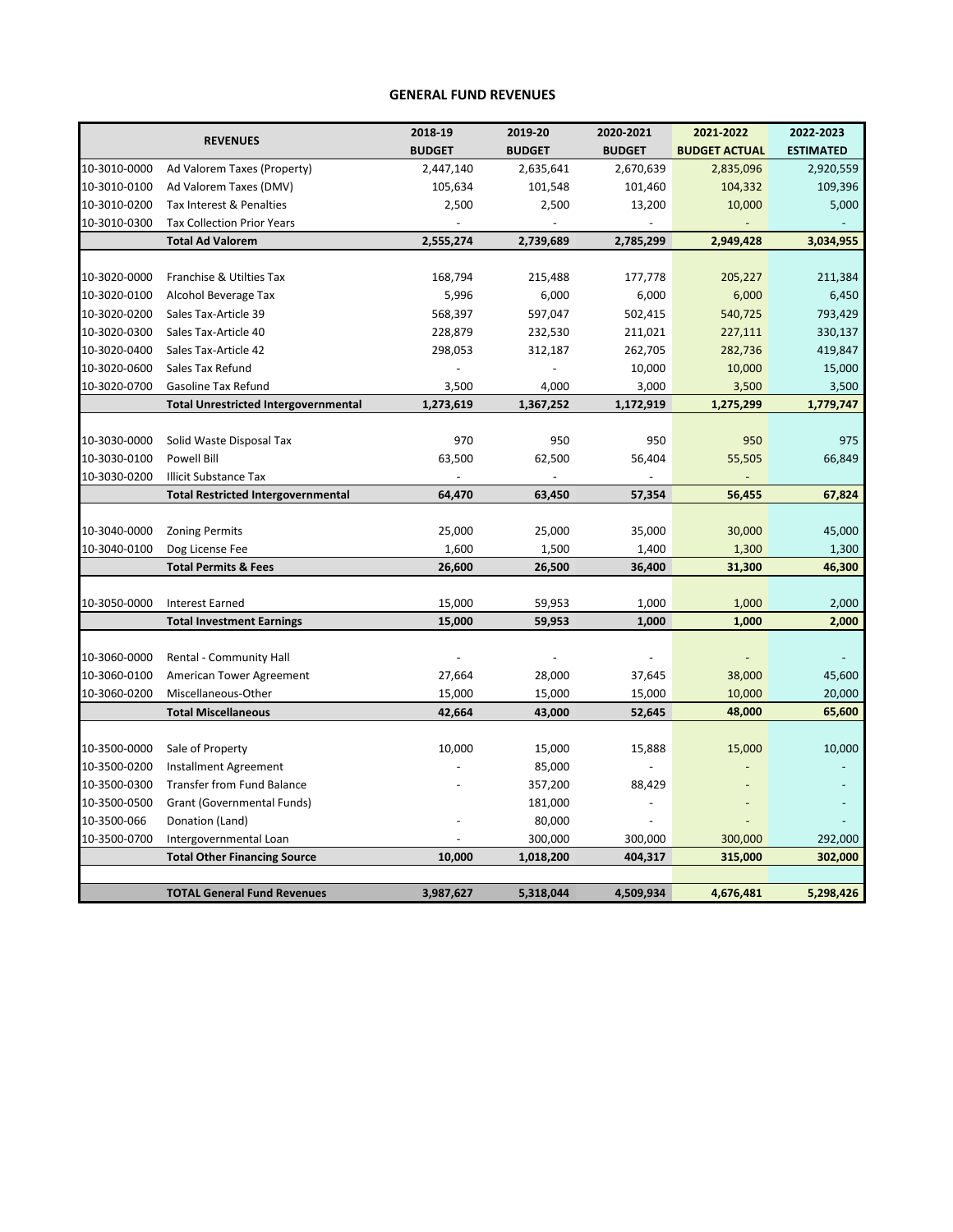# GENERAL FUND REVENUES

| | REVENUES | 2018-19 BUDGET | 2019-20 BUDGET | 2020-2021 BUDGET | 2021-2022 BUDGET ACTUAL | 2022-2023 ESTIMATED |
|---|---|---|---|---|---|---|
| 10-3010-0000 | Ad Valorem Taxes (Property) | 2,447,140 | 2,635,641 | 2,670,639 | 2,835,096 | 2,920,559 |
| 10-3010-0100 | Ad Valorem Taxes (DMV) | 105,634 | 101,548 | 101,460 | 104,332 | 109,396 |
| 10-3010-0200 | Tax Interest & Penalties | 2,500 | 2,500 | 13,200 | 10,000 | 5,000 |
| 10-3010-0300 | Tax Collection Prior Years | - | - | - | - | - |
| | **Total Ad Valorem** | **2,555,274** | **2,739,689** | **2,785,299** | **2,949,428** | **3,034,955** |
| | | | | | | |
| 10-3020-0000 | Franchise & Utilties Tax | 168,794 | 215,488 | 177,778 | 205,227 | 211,384 |
| 10-3020-0100 | Alcohol Beverage Tax | 5,996 | 6,000 | 6,000 | 6,000 | 6,450 |
| 10-3020-0200 | Sales Tax-Article 39 | 568,397 | 597,047 | 502,415 | 540,725 | 793,429 |
| 10-3020-0300 | Sales Tax-Article 40 | 228,879 | 232,530 | 211,021 | 227,111 | 330,137 |
| 10-3020-0400 | Sales Tax-Article 42 | 298,053 | 312,187 | 262,705 | 282,736 | 419,847 |
| 10-3020-0600 | Sales Tax Refund | - | - | 10,000 | 10,000 | 15,000 |
| 10-3020-0700 | Gasoline Tax Refund | 3,500 | 4,000 | 3,000 | 3,500 | 3,500 |
| | **Total Unrestricted Intergovernmental** | **1,273,619** | **1,367,252** | **1,172,919** | **1,275,299** | **1,779,747** |
| | | | | | | |
| 10-3030-0000 | Solid Waste Disposal Tax | 970 | 950 | 950 | 950 | 975 |
| 10-3030-0100 | Powell Bill | 63,500 | 62,500 | 56,404 | 55,505 | 66,849 |
| 10-3030-0200 | Illicit Substance Tax | - | - | - | - | |
| | **Total Restricted Intergovernmental** | **64,470** | **63,450** | **57,354** | **56,455** | **67,824** |
| | | | | | | |
| 10-3040-0000 | Zoning Permits | 25,000 | 25,000 | 35,000 | 30,000 | 45,000 |
| 10-3040-0100 | Dog License Fee | 1,600 | 1,500 | 1,400 | 1,300 | 1,300 |
| | **Total Permits & Fees** | **26,600** | **26,500** | **36,400** | **31,300** | **46,300** |
| | | | | | | |
| 10-3050-0000 | Interest Earned | 15,000 | 59,953 | 1,000 | 1,000 | 2,000 |
| | **Total Investment Earnings** | **15,000** | **59,953** | **1,000** | **1,000** | **2,000** |
| | | | | | | |
| 10-3060-0000 | Rental - Community Hall | - | - | - | - | - |
| 10-3060-0100 | American Tower Agreement | 27,664 | 28,000 | 37,645 | 38,000 | 45,600 |
| 10-3060-0200 | Miscellaneous-Other | 15,000 | 15,000 | 15,000 | 10,000 | 20,000 |
| | **Total Miscellaneous** | **42,664** | **43,000** | **52,645** | **48,000** | **65,600** |
| | | | | | | |
| 10-3500-0000 | Sale of Property | 10,000 | 15,000 | 15,888 | 15,000 | 10,000 |
| 10-3500-0200 | Installment Agreement | - | 85,000 | - | - | - |
| 10-3500-0300 | Transfer from Fund Balance | - | 357,200 | 88,429 | - | - |
| 10-3500-0500 | Grant (Governmental Funds) | | 181,000 | - | - | - |
| 10-3500-066 | Donation (Land) | - | 80,000 | - | - | - |
| 10-3500-0700 | Intergovernmental Loan | - | 300,000 | 300,000 | 300,000 | 292,000 |
| | **Total Other Financing Source** | **10,000** | **1,018,200** | **404,317** | **315,000** | **302,000** |
| | | | | | | |
| | **TOTAL General Fund Revenues** | **3,987,627** | **5,318,044** | **4,509,934** | **4,676,481** | **5,298,426** |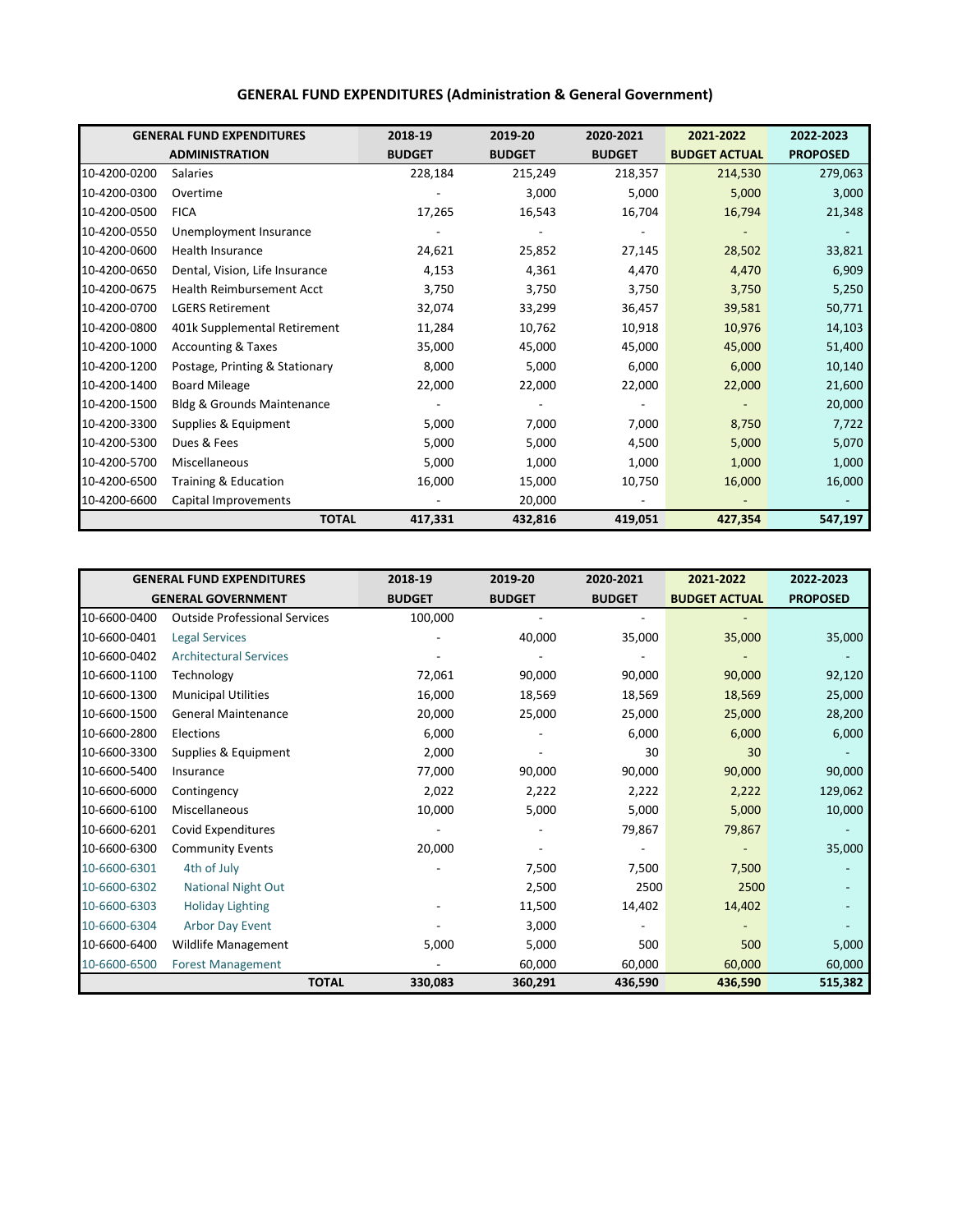## GENERAL FUND EXPENDITURES (Administration & General Government)

| GENERAL FUND EXPENDITURES ADMINISTRATION | | 2018-19 BUDGET | 2019-20 BUDGET | 2020-2021 BUDGET | 2021-2022 BUDGET ACTUAL | 2022-2023 PROPOSED |
|---|---|---|---|---|---|---|
| 10-4200-0200 | Salaries | 228,184 | 215,249 | 218,357 | 214,530 | 279,063 |
| 10-4200-0300 | Overtime | - | 3,000 | 5,000 | 5,000 | 3,000 |
| 10-4200-0500 | FICA | 17,265 | 16,543 | 16,704 | 16,794 | 21,348 |
| 10-4200-0550 | Unemployment Insurance | - | - | - | - | - |
| 10-4200-0600 | Health Insurance | 24,621 | 25,852 | 27,145 | 28,502 | 33,821 |
| 10-4200-0650 | Dental, Vision, Life Insurance | 4,153 | 4,361 | 4,470 | 4,470 | 6,909 |
| 10-4200-0675 | Health Reimbursement Acct | 3,750 | 3,750 | 3,750 | 3,750 | 5,250 |
| 10-4200-0700 | LGERS Retirement | 32,074 | 33,299 | 36,457 | 39,581 | 50,771 |
| 10-4200-0800 | 401k Supplemental Retirement | 11,284 | 10,762 | 10,918 | 10,976 | 14,103 |
| 10-4200-1000 | Accounting & Taxes | 35,000 | 45,000 | 45,000 | 45,000 | 51,400 |
| 10-4200-1200 | Postage, Printing & Stationary | 8,000 | 5,000 | 6,000 | 6,000 | 10,140 |
| 10-4200-1400 | Board Mileage | 22,000 | 22,000 | 22,000 | 22,000 | 21,600 |
| 10-4200-1500 | Bldg & Grounds Maintenance | - | - | - | - | 20,000 |
| 10-4200-3300 | Supplies & Equipment | 5,000 | 7,000 | 7,000 | 8,750 | 7,722 |
| 10-4200-5300 | Dues & Fees | 5,000 | 5,000 | 4,500 | 5,000 | 5,070 |
| 10-4200-5700 | Miscellaneous | 5,000 | 1,000 | 1,000 | 1,000 | 1,000 |
| 10-4200-6500 | Training & Education | 16,000 | 15,000 | 10,750 | 16,000 | 16,000 |
| 10-4200-6600 | Capital Improvements | - | 20,000 | - | - | - |
| | **TOTAL** | **417,331** | **432,816** | **419,051** | **427,354** | **547,197** |

| GENERAL FUND EXPENDITURES GENERAL GOVERNMENT | | 2018-19 BUDGET | 2019-20 BUDGET | 2020-2021 BUDGET | 2021-2022 BUDGET ACTUAL | 2022-2023 PROPOSED |
|---|---|---|---|---|---|---|
| 10-6600-0400 | Outside Professional Services | 100,000 | - | - | - | |
| 10-6600-0401 | Legal Services | - | 40,000 | 35,000 | 35,000 | 35,000 |
| 10-6600-0402 | Architectural Services | - | - | - | - | - |
| 10-6600-1100 | Technology | 72,061 | 90,000 | 90,000 | 90,000 | 92,120 |
| 10-6600-1300 | Municipal Utilities | 16,000 | 18,569 | 18,569 | 18,569 | 25,000 |
| 10-6600-1500 | General Maintenance | 20,000 | 25,000 | 25,000 | 25,000 | 28,200 |
| 10-6600-2800 | Elections | 6,000 | - | 6,000 | 6,000 | 6,000 |
| 10-6600-3300 | Supplies & Equipment | 2,000 | - | 30 | 30 | - |
| 10-6600-5400 | Insurance | 77,000 | 90,000 | 90,000 | 90,000 | 90,000 |
| 10-6600-6000 | Contingency | 2,022 | 2,222 | 2,222 | 2,222 | 129,062 |
| 10-6600-6100 | Miscellaneous | 10,000 | 5,000 | 5,000 | 5,000 | 10,000 |
| 10-6600-6201 | Covid Expenditures | - | - | 79,867 | 79,867 | - |
| 10-6600-6300 | Community Events | 20,000 | - | - | - | 35,000 |
| 10-6600-6301 | 4th of July | - | 7,500 | 7,500 | 7,500 | - |
| 10-6600-6302 | National Night Out | | 2,500 | 2500 | 2500 | - |
| 10-6600-6303 | Holiday Lighting | - | 11,500 | 14,402 | 14,402 | - |
| 10-6600-6304 | Arbor Day Event | - | 3,000 | - | - | - |
| 10-6600-6400 | Wildlife Management | 5,000 | 5,000 | 500 | 500 | 5,000 |
| 10-6600-6500 | Forest Management | - | 60,000 | 60,000 | 60,000 | 60,000 |
| | **TOTAL** | **330,083** | **360,291** | **436,590** | **436,590** | **515,382** |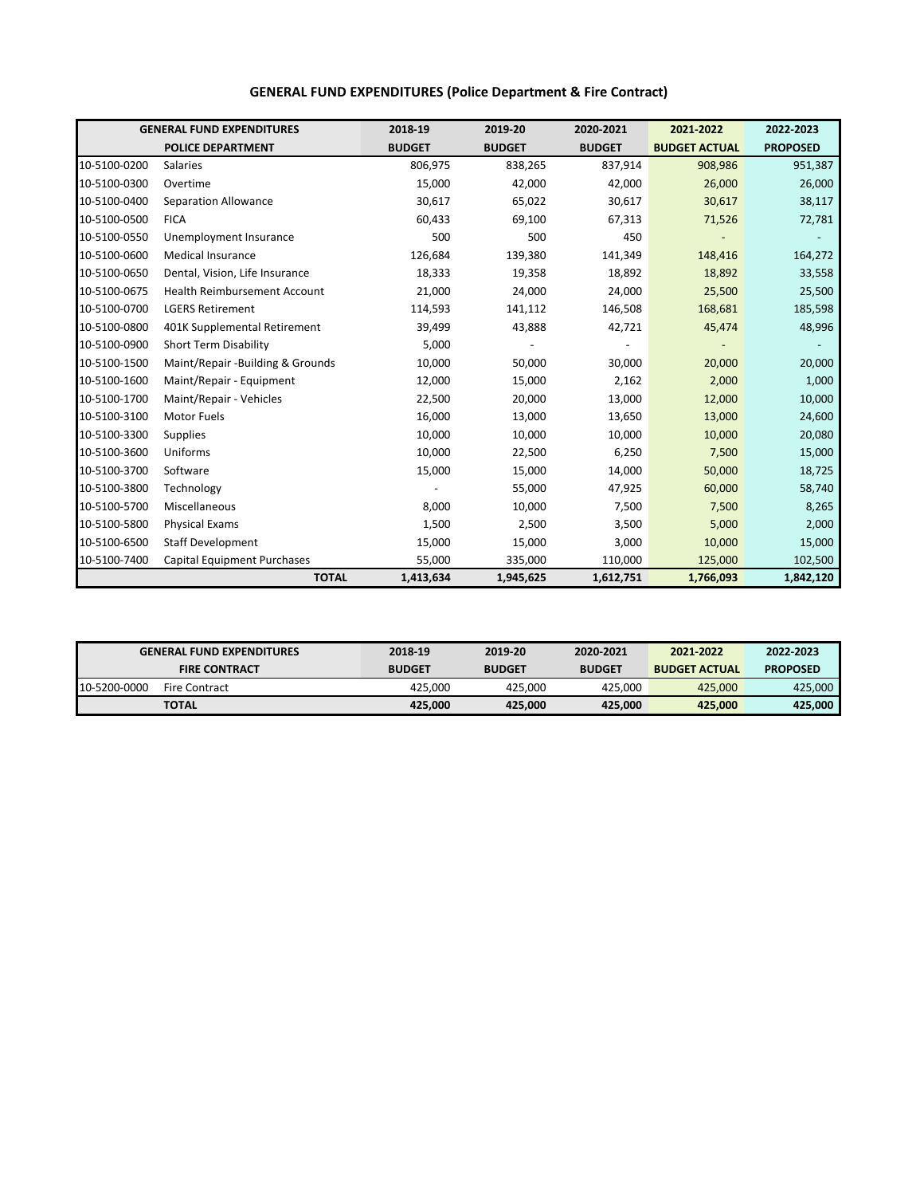## GENERAL FUND EXPENDITURES (Police Department & Fire Contract)

| GENERAL FUND EXPENDITURES | | 2018-19 | 2019-20 | 2020-2021 | 2021-2022 | 2022-2023 |
|---|---|---|---|---|---|---|
| | POLICE DEPARTMENT | BUDGET | BUDGET | BUDGET | BUDGET ACTUAL | PROPOSED |
| 10-5100-0200 | Salaries | 806,975 | 838,265 | 837,914 | 908,986 | 951,387 |
| 10-5100-0300 | Overtime | 15,000 | 42,000 | 42,000 | 26,000 | 26,000 |
| 10-5100-0400 | Separation Allowance | 30,617 | 65,022 | 30,617 | 30,617 | 38,117 |
| 10-5100-0500 | FICA | 60,433 | 69,100 | 67,313 | 71,526 | 72,781 |
| 10-5100-0550 | Unemployment Insurance | 500 | 500 | 450 | - | - |
| 10-5100-0600 | Medical Insurance | 126,684 | 139,380 | 141,349 | 148,416 | 164,272 |
| 10-5100-0650 | Dental, Vision, Life Insurance | 18,333 | 19,358 | 18,892 | 18,892 | 33,558 |
| 10-5100-0675 | Health Reimbursement Account | 21,000 | 24,000 | 24,000 | 25,500 | 25,500 |
| 10-5100-0700 | LGERS Retirement | 114,593 | 141,112 | 146,508 | 168,681 | 185,598 |
| 10-5100-0800 | 401K Supplemental Retirement | 39,499 | 43,888 | 42,721 | 45,474 | 48,996 |
| 10-5100-0900 | Short Term Disability | 5,000 | - | - | - | - |
| 10-5100-1500 | Maint/Repair -Building & Grounds | 10,000 | 50,000 | 30,000 | 20,000 | 20,000 |
| 10-5100-1600 | Maint/Repair - Equipment | 12,000 | 15,000 | 2,162 | 2,000 | 1,000 |
| 10-5100-1700 | Maint/Repair - Vehicles | 22,500 | 20,000 | 13,000 | 12,000 | 10,000 |
| 10-5100-3100 | Motor Fuels | 16,000 | 13,000 | 13,650 | 13,000 | 24,600 |
| 10-5100-3300 | Supplies | 10,000 | 10,000 | 10,000 | 10,000 | 20,080 |
| 10-5100-3600 | Uniforms | 10,000 | 22,500 | 6,250 | 7,500 | 15,000 |
| 10-5100-3700 | Software | 15,000 | 15,000 | 14,000 | 50,000 | 18,725 |
| 10-5100-3800 | Technology | - | 55,000 | 47,925 | 60,000 | 58,740 |
| 10-5100-5700 | Miscellaneous | 8,000 | 10,000 | 7,500 | 7,500 | 8,265 |
| 10-5100-5800 | Physical Exams | 1,500 | 2,500 | 3,500 | 5,000 | 2,000 |
| 10-5100-6500 | Staff Development | 15,000 | 15,000 | 3,000 | 10,000 | 15,000 |
| 10-5100-7400 | Capital Equipment Purchases | 55,000 | 335,000 | 110,000 | 125,000 | 102,500 |
| | **TOTAL** | **1,413,634** | **1,945,625** | **1,612,751** | **1,766,093** | **1,842,120** |

| GENERAL FUND EXPENDITURES | | 2018-19 | 2019-20 | 2020-2021 | 2021-2022 | 2022-2023 |
|---|---|---|---|---|---|---|
| | FIRE CONTRACT | BUDGET | BUDGET | BUDGET | BUDGET ACTUAL | PROPOSED |
| 10-5200-0000 | Fire Contract | 425,000 | 425,000 | 425,000 | 425,000 | 425,000 |
| | **TOTAL** | **425,000** | **425,000** | **425,000** | **425,000** | **425,000** |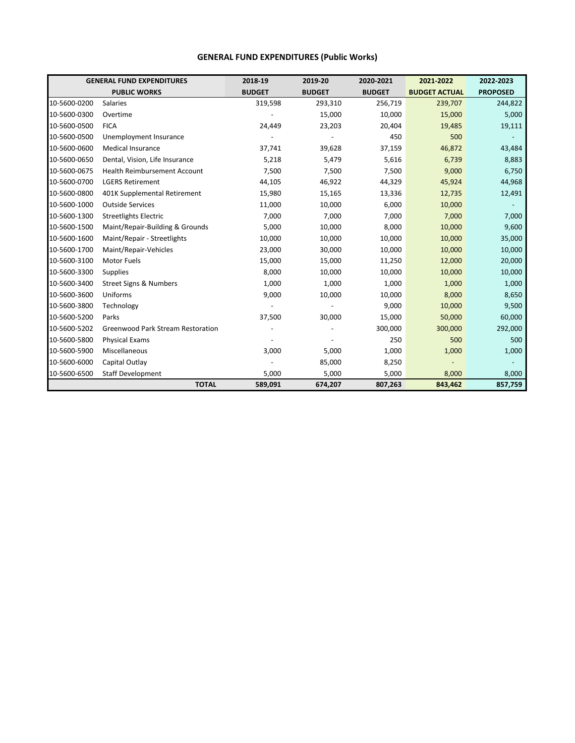## GENERAL FUND EXPENDITURES (Public Works)

| GENERAL FUND EXPENDITURES | | 2018-19 | 2019-20 | 2020-2021 | 2021-2022 | 2022-2023 |
|---|---|---|---|---|---|---|
| PUBLIC WORKS | | BUDGET | BUDGET | BUDGET | BUDGET ACTUAL | PROPOSED |
| 10-5600-0200 | Salaries | 319,598 | 293,310 | 256,719 | 239,707 | 244,822 |
| 10-5600-0300 | Overtime | - | 15,000 | 10,000 | 15,000 | 5,000 |
| 10-5600-0500 | FICA | 24,449 | 23,203 | 20,404 | 19,485 | 19,111 |
| 10-5600-0500 | Unemployment Insurance | - | - | 450 | 500 | - |
| 10-5600-0600 | Medical Insurance | 37,741 | 39,628 | 37,159 | 46,872 | 43,484 |
| 10-5600-0650 | Dental, Vision, Life Insurance | 5,218 | 5,479 | 5,616 | 6,739 | 8,883 |
| 10-5600-0675 | Health Reimbursement Account | 7,500 | 7,500 | 7,500 | 9,000 | 6,750 |
| 10-5600-0700 | LGERS Retirement | 44,105 | 46,922 | 44,329 | 45,924 | 44,968 |
| 10-5600-0800 | 401K Supplemental Retirement | 15,980 | 15,165 | 13,336 | 12,735 | 12,491 |
| 10-5600-1000 | Outside Services | 11,000 | 10,000 | 6,000 | 10,000 | - |
| 10-5600-1300 | Streetlights Electric | 7,000 | 7,000 | 7,000 | 7,000 | 7,000 |
| 10-5600-1500 | Maint/Repair-Building & Grounds | 5,000 | 10,000 | 8,000 | 10,000 | 9,600 |
| 10-5600-1600 | Maint/Repair - Streetlights | 10,000 | 10,000 | 10,000 | 10,000 | 35,000 |
| 10-5600-1700 | Maint/Repair-Vehicles | 23,000 | 30,000 | 10,000 | 10,000 | 10,000 |
| 10-5600-3100 | Motor Fuels | 15,000 | 15,000 | 11,250 | 12,000 | 20,000 |
| 10-5600-3300 | Supplies | 8,000 | 10,000 | 10,000 | 10,000 | 10,000 |
| 10-5600-3400 | Street Signs & Numbers | 1,000 | 1,000 | 1,000 | 1,000 | 1,000 |
| 10-5600-3600 | Uniforms | 9,000 | 10,000 | 10,000 | 8,000 | 8,650 |
| 10-5600-3800 | Technology | - | - | 9,000 | 10,000 | 9,500 |
| 10-5600-5200 | Parks | 37,500 | 30,000 | 15,000 | 50,000 | 60,000 |
| 10-5600-5202 | Greenwood Park Stream Restoration | - | - | 300,000 | 300,000 | 292,000 |
| 10-5600-5800 | Physical Exams | - | - | 250 | 500 | 500 |
| 10-5600-5900 | Miscellaneous | 3,000 | 5,000 | 1,000 | 1,000 | 1,000 |
| 10-5600-6000 | Capital Outlay | - | 85,000 | 8,250 | - | - |
| 10-5600-6500 | Staff Development | 5,000 | 5,000 | 5,000 | 8,000 | 8,000 |
| | **TOTAL** | **589,091** | **674,207** | **807,263** | **843,462** | **857,759** |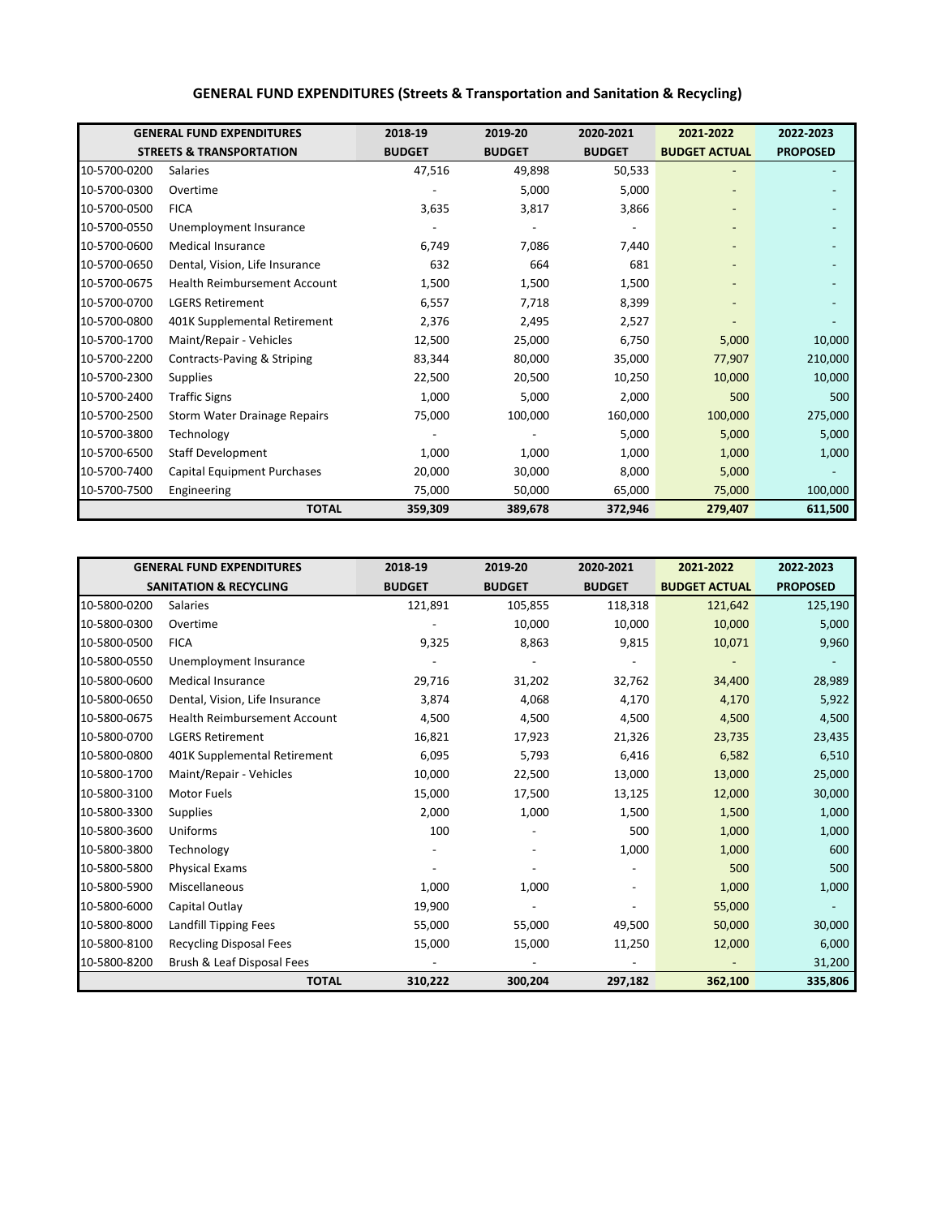# GENERAL FUND EXPENDITURES (Streets & Transportation and Sanitation & Recycling)

| GENERAL FUND EXPENDITURES | | 2018-19 | 2019-20 | 2020-2021 | 2021-2022 | 2022-2023 |
|---|---|---|---|---|---|---|
| STREETS & TRANSPORTATION | | BUDGET | BUDGET | BUDGET | BUDGET ACTUAL | PROPOSED |
| 10-5700-0200 | Salaries | 47,516 | 49,898 | 50,533 | - | - |
| 10-5700-0300 | Overtime | - | 5,000 | 5,000 | - | - |
| 10-5700-0500 | FICA | 3,635 | 3,817 | 3,866 | - | - |
| 10-5700-0550 | Unemployment Insurance | - | - | - | - | - |
| 10-5700-0600 | Medical Insurance | 6,749 | 7,086 | 7,440 | - | - |
| 10-5700-0650 | Dental, Vision, Life Insurance | 632 | 664 | 681 | - | - |
| 10-5700-0675 | Health Reimbursement Account | 1,500 | 1,500 | 1,500 | - | - |
| 10-5700-0700 | LGERS Retirement | 6,557 | 7,718 | 8,399 | - | - |
| 10-5700-0800 | 401K Supplemental Retirement | 2,376 | 2,495 | 2,527 | - | - |
| 10-5700-1700 | Maint/Repair - Vehicles | 12,500 | 25,000 | 6,750 | 5,000 | 10,000 |
| 10-5700-2200 | Contracts-Paving & Striping | 83,344 | 80,000 | 35,000 | 77,907 | 210,000 |
| 10-5700-2300 | Supplies | 22,500 | 20,500 | 10,250 | 10,000 | 10,000 |
| 10-5700-2400 | Traffic Signs | 1,000 | 5,000 | 2,000 | 500 | 500 |
| 10-5700-2500 | Storm Water Drainage Repairs | 75,000 | 100,000 | 160,000 | 100,000 | 275,000 |
| 10-5700-3800 | Technology | - | - | 5,000 | 5,000 | 5,000 |
| 10-5700-6500 | Staff Development | 1,000 | 1,000 | 1,000 | 1,000 | 1,000 |
| 10-5700-7400 | Capital Equipment Purchases | 20,000 | 30,000 | 8,000 | 5,000 | - |
| 10-5700-7500 | Engineering | 75,000 | 50,000 | 65,000 | 75,000 | 100,000 |
| | **TOTAL** | **359,309** | **389,678** | **372,946** | **279,407** | **611,500** |

| GENERAL FUND EXPENDITURES | | 2018-19 | 2019-20 | 2020-2021 | 2021-2022 | 2022-2023 |
|---|---|---|---|---|---|---|
| SANITATION & RECYCLING | | BUDGET | BUDGET | BUDGET | BUDGET ACTUAL | PROPOSED |
| 10-5800-0200 | Salaries | 121,891 | 105,855 | 118,318 | 121,642 | 125,190 |
| 10-5800-0300 | Overtime | - | 10,000 | 10,000 | 10,000 | 5,000 |
| 10-5800-0500 | FICA | 9,325 | 8,863 | 9,815 | 10,071 | 9,960 |
| 10-5800-0550 | Unemployment Insurance | - | - | - | - | - |
| 10-5800-0600 | Medical Insurance | 29,716 | 31,202 | 32,762 | 34,400 | 28,989 |
| 10-5800-0650 | Dental, Vision, Life Insurance | 3,874 | 4,068 | 4,170 | 4,170 | 5,922 |
| 10-5800-0675 | Health Reimbursement Account | 4,500 | 4,500 | 4,500 | 4,500 | 4,500 |
| 10-5800-0700 | LGERS Retirement | 16,821 | 17,923 | 21,326 | 23,735 | 23,435 |
| 10-5800-0800 | 401K Supplemental Retirement | 6,095 | 5,793 | 6,416 | 6,582 | 6,510 |
| 10-5800-1700 | Maint/Repair - Vehicles | 10,000 | 22,500 | 13,000 | 13,000 | 25,000 |
| 10-5800-3100 | Motor Fuels | 15,000 | 17,500 | 13,125 | 12,000 | 30,000 |
| 10-5800-3300 | Supplies | 2,000 | 1,000 | 1,500 | 1,500 | 1,000 |
| 10-5800-3600 | Uniforms | 100 | - | 500 | 1,000 | 1,000 |
| 10-5800-3800 | Technology | - | - | 1,000 | 1,000 | 600 |
| 10-5800-5800 | Physical Exams | - | - | - | 500 | 500 |
| 10-5800-5900 | Miscellaneous | 1,000 | 1,000 | - | 1,000 | 1,000 |
| 10-5800-6000 | Capital Outlay | 19,900 | - | - | 55,000 | - |
| 10-5800-8000 | Landfill Tipping Fees | 55,000 | 55,000 | 49,500 | 50,000 | 30,000 |
| 10-5800-8100 | Recycling Disposal Fees | 15,000 | 15,000 | 11,250 | 12,000 | 6,000 |
| 10-5800-8200 | Brush & Leaf Disposal Fees | - | - | - | - | 31,200 |
| | **TOTAL** | **310,222** | **300,204** | **297,182** | **362,100** | **335,806** |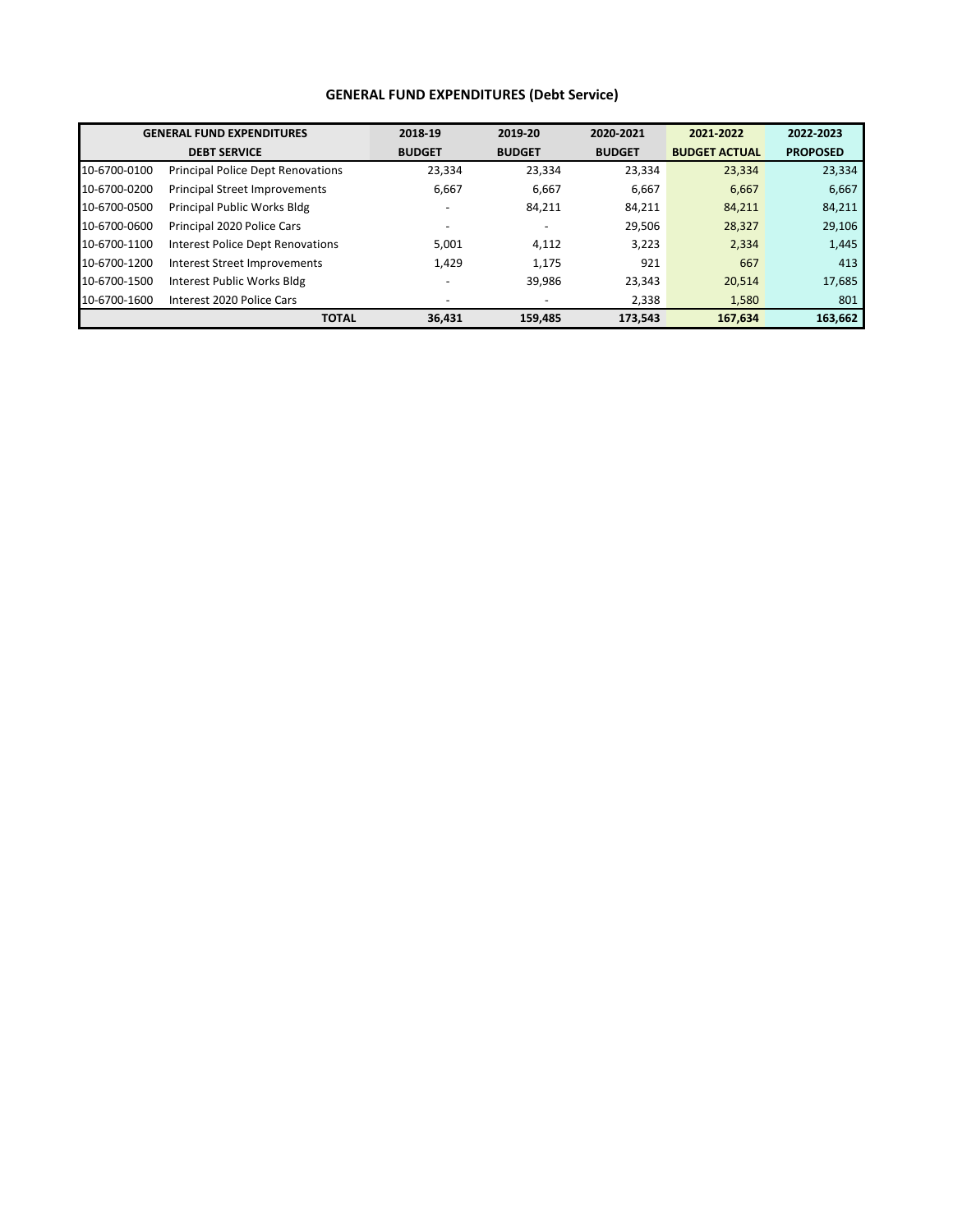## GENERAL FUND EXPENDITURES (Debt Service)

| GENERAL FUND EXPENDITURES | | 2018-19 | 2019-20 | 2020-2021 | 2021-2022 | 2022-2023 |
|---|---|---|---|---|---|---|
| DEBT SERVICE | | BUDGET | BUDGET | BUDGET | BUDGET ACTUAL | PROPOSED |
| 10-6700-0100 | Principal Police Dept Renovations | 23,334 | 23,334 | 23,334 | 23,334 | 23,334 |
| 10-6700-0200 | Principal Street Improvements | 6,667 | 6,667 | 6,667 | 6,667 | 6,667 |
| 10-6700-0500 | Principal Public Works Bldg | - | 84,211 | 84,211 | 84,211 | 84,211 |
| 10-6700-0600 | Principal 2020 Police Cars | - | - | 29,506 | 28,327 | 29,106 |
| 10-6700-1100 | Interest Police Dept Renovations | 5,001 | 4,112 | 3,223 | 2,334 | 1,445 |
| 10-6700-1200 | Interest Street Improvements | 1,429 | 1,175 | 921 | 667 | 413 |
| 10-6700-1500 | Interest Public Works Bldg | - | 39,986 | 23,343 | 20,514 | 17,685 |
| 10-6700-1600 | Interest 2020 Police Cars | - | - | 2,338 | 1,580 | 801 |
| | **TOTAL** | **36,431** | **159,485** | **173,543** | **167,634** | **163,662** |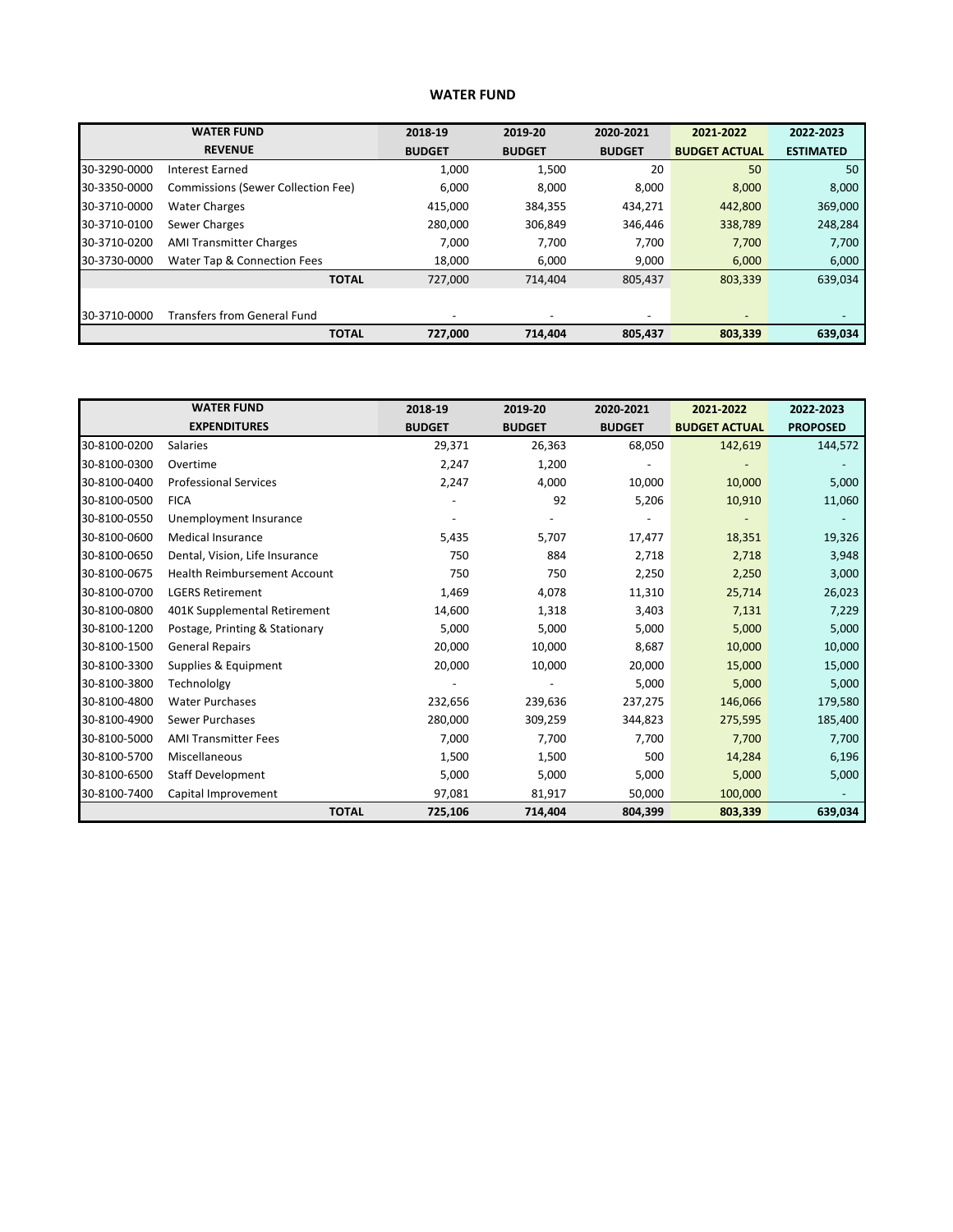# WATER FUND

| | WATER FUND<br>REVENUE | 2018-19<br>BUDGET | 2019-20<br>BUDGET | 2020-2021<br>BUDGET | 2021-2022<br>BUDGET ACTUAL | 2022-2023<br>ESTIMATED |
|---|---|---|---|---|---|---|
| 30-3290-0000 | Interest Earned | 1,000 | 1,500 | 20 | 50 | 50 |
| 30-3350-0000 | Commissions (Sewer Collection Fee) | 6,000 | 8,000 | 8,000 | 8,000 | 8,000 |
| 30-3710-0000 | Water Charges | 415,000 | 384,355 | 434,271 | 442,800 | 369,000 |
| 30-3710-0100 | Sewer Charges | 280,000 | 306,849 | 346,446 | 338,789 | 248,284 |
| 30-3710-0200 | AMI Transmitter Charges | 7,000 | 7,700 | 7,700 | 7,700 | 7,700 |
| 30-3730-0000 | Water Tap & Connection Fees | 18,000 | 6,000 | 9,000 | 6,000 | 6,000 |
| | **TOTAL** | 727,000 | 714,404 | 805,437 | 803,339 | 639,034 |
| | | | | | | |
| 30-3710-0000 | Transfers from General Fund | - | - | - | - | - |
| | **TOTAL** | **727,000** | **714,404** | **805,437** | **803,339** | **639,034** |

| | WATER FUND<br>EXPENDITURES | 2018-19<br>BUDGET | 2019-20<br>BUDGET | 2020-2021<br>BUDGET | 2021-2022<br>BUDGET ACTUAL | 2022-2023<br>PROPOSED |
|---|---|---|---|---|---|---|
| 30-8100-0200 | Salaries | 29,371 | 26,363 | 68,050 | 142,619 | 144,572 |
| 30-8100-0300 | Overtime | 2,247 | 1,200 | - | - | - |
| 30-8100-0400 | Professional Services | 2,247 | 4,000 | 10,000 | 10,000 | 5,000 |
| 30-8100-0500 | FICA | - | 92 | 5,206 | 10,910 | 11,060 |
| 30-8100-0550 | Unemployment Insurance | - | - | - | - | - |
| 30-8100-0600 | Medical Insurance | 5,435 | 5,707 | 17,477 | 18,351 | 19,326 |
| 30-8100-0650 | Dental, Vision, Life Insurance | 750 | 884 | 2,718 | 2,718 | 3,948 |
| 30-8100-0675 | Health Reimbursement Account | 750 | 750 | 2,250 | 2,250 | 3,000 |
| 30-8100-0700 | LGERS Retirement | 1,469 | 4,078 | 11,310 | 25,714 | 26,023 |
| 30-8100-0800 | 401K Supplemental Retirement | 14,600 | 1,318 | 3,403 | 7,131 | 7,229 |
| 30-8100-1200 | Postage, Printing & Stationary | 5,000 | 5,000 | 5,000 | 5,000 | 5,000 |
| 30-8100-1500 | General Repairs | 20,000 | 10,000 | 8,687 | 10,000 | 10,000 |
| 30-8100-3300 | Supplies & Equipment | 20,000 | 10,000 | 20,000 | 15,000 | 15,000 |
| 30-8100-3800 | Technololgy | - | - | 5,000 | 5,000 | 5,000 |
| 30-8100-4800 | Water Purchases | 232,656 | 239,636 | 237,275 | 146,066 | 179,580 |
| 30-8100-4900 | Sewer Purchases | 280,000 | 309,259 | 344,823 | 275,595 | 185,400 |
| 30-8100-5000 | AMI Transmitter Fees | 7,000 | 7,700 | 7,700 | 7,700 | 7,700 |
| 30-8100-5700 | Miscellaneous | 1,500 | 1,500 | 500 | 14,284 | 6,196 |
| 30-8100-6500 | Staff Development | 5,000 | 5,000 | 5,000 | 5,000 | 5,000 |
| 30-8100-7400 | Capital Improvement | 97,081 | 81,917 | 50,000 | 100,000 | - |
| | **TOTAL** | **725,106** | **714,404** | **804,399** | **803,339** | **639,034** |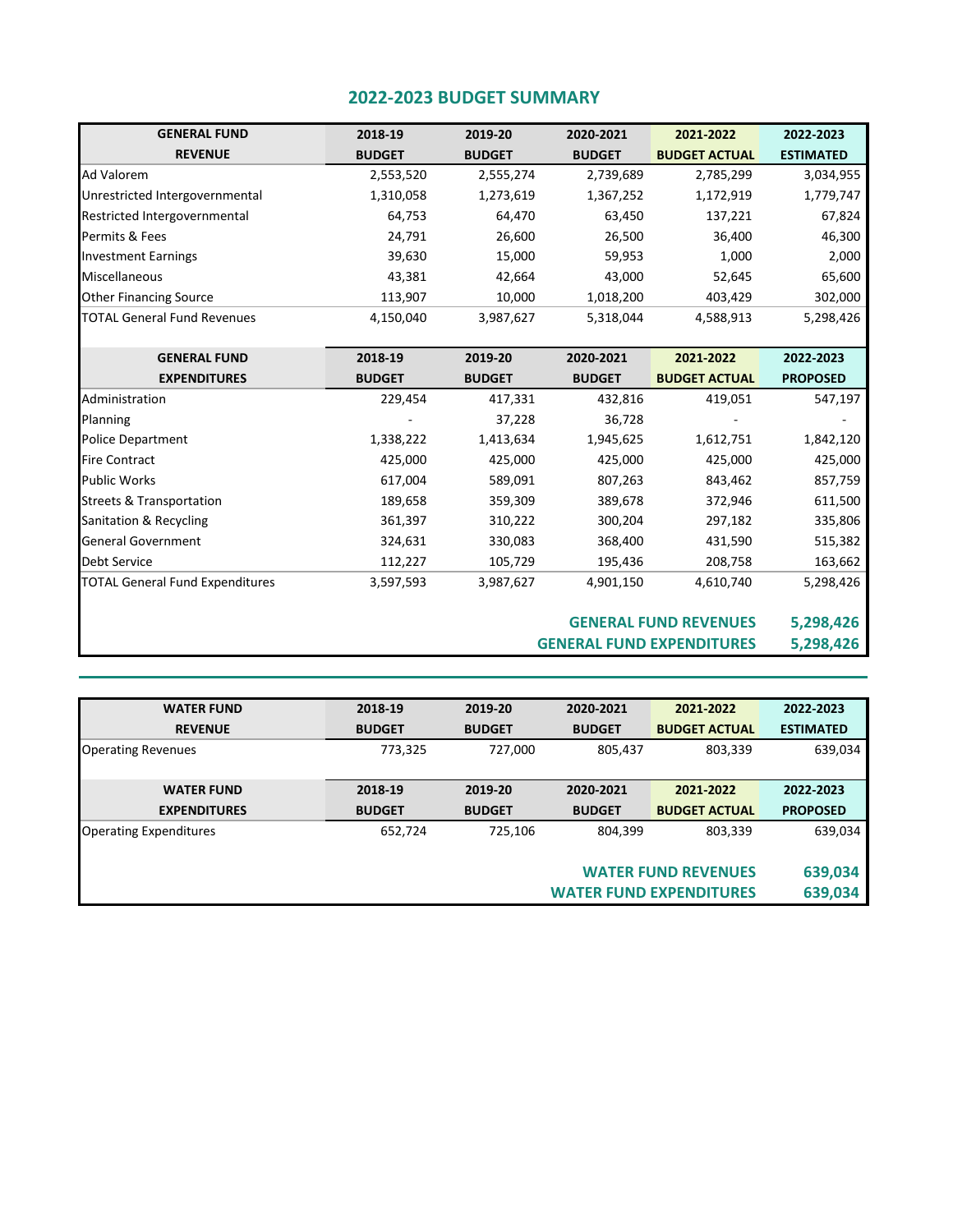## 2022-2023 BUDGET SUMMARY

| GENERAL FUND REVENUE | 2018-19 BUDGET | 2019-20 BUDGET | 2020-2021 BUDGET | 2021-2022 BUDGET ACTUAL | 2022-2023 ESTIMATED |
|---|---|---|---|---|---|
| Ad Valorem | 2,553,520 | 2,555,274 | 2,739,689 | 2,785,299 | 3,034,955 |
| Unrestricted Intergovernmental | 1,310,058 | 1,273,619 | 1,367,252 | 1,172,919 | 1,779,747 |
| Restricted Intergovernmental | 64,753 | 64,470 | 63,450 | 137,221 | 67,824 |
| Permits & Fees | 24,791 | 26,600 | 26,500 | 36,400 | 46,300 |
| Investment Earnings | 39,630 | 15,000 | 59,953 | 1,000 | 2,000 |
| Miscellaneous | 43,381 | 42,664 | 43,000 | 52,645 | 65,600 |
| Other Financing Source | 113,907 | 10,000 | 1,018,200 | 403,429 | 302,000 |
| TOTAL General Fund Revenues | 4,150,040 | 3,987,627 | 5,318,044 | 4,588,913 | 5,298,426 |

| GENERAL FUND EXPENDITURES | 2018-19 BUDGET | 2019-20 BUDGET | 2020-2021 BUDGET | 2021-2022 BUDGET ACTUAL | 2022-2023 PROPOSED |
|---|---|---|---|---|---|
| Administration | 229,454 | 417,331 | 432,816 | 419,051 | 547,197 |
| Planning | - | 37,228 | 36,728 | - | - |
| Police Department | 1,338,222 | 1,413,634 | 1,945,625 | 1,612,751 | 1,842,120 |
| Fire Contract | 425,000 | 425,000 | 425,000 | 425,000 | 425,000 |
| Public Works | 617,004 | 589,091 | 807,263 | 843,462 | 857,759 |
| Streets & Transportation | 189,658 | 359,309 | 389,678 | 372,946 | 611,500 |
| Sanitation & Recycling | 361,397 | 310,222 | 300,204 | 297,182 | 335,806 |
| General Government | 324,631 | 330,083 | 368,400 | 431,590 | 515,382 |
| Debt Service | 112,227 | 105,729 | 195,436 | 208,758 | 163,662 |
| TOTAL General Fund Expenditures | 3,597,593 | 3,987,627 | 4,901,150 | 4,610,740 | 5,298,426 |

**GENERAL FUND REVENUES** 5,298,426

**GENERAL FUND EXPENDITURES** 5,298,426

| WATER FUND REVENUE | 2018-19 BUDGET | 2019-20 BUDGET | 2020-2021 BUDGET | 2021-2022 BUDGET ACTUAL | 2022-2023 ESTIMATED |
|---|---|---|---|---|---|
| Operating Revenues | 773,325 | 727,000 | 805,437 | 803,339 | 639,034 |

| WATER FUND EXPENDITURES | 2018-19 BUDGET | 2019-20 BUDGET | 2020-2021 BUDGET | 2021-2022 BUDGET ACTUAL | 2022-2023 PROPOSED |
|---|---|---|---|---|---|
| Operating Expenditures | 652,724 | 725,106 | 804,399 | 803,339 | 639,034 |

**WATER FUND REVENUES** 639,034

**WATER FUND EXPENDITURES** 639,034